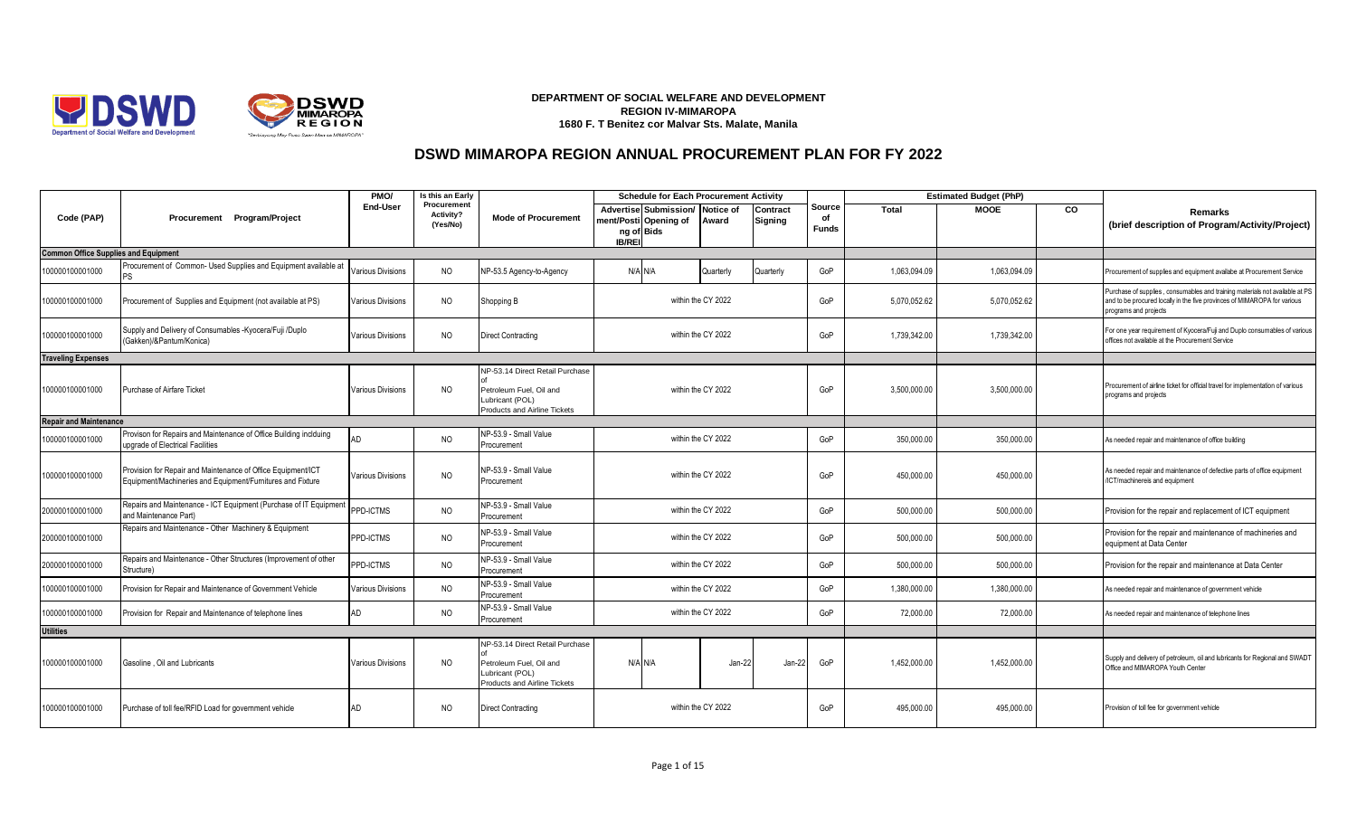**DEPARTMENT OF SOCIAL WELFARE AND DEVELOPMENT**
**REGION IV-MIMAROPA**
**1680 F. T Benitez cor Malvar Sts. Malate, Manila**

# DSWD MIMAROPA REGION ANNUAL PROCUREMENT PLAN FOR FY 2022

| Code (PAP) | Procurement Program/Project | PMO/ End-User | Is this an Early Procurement Activity? (Yes/No) | Mode of Procurement | Schedule for Each Procurement Activity | | | | Source of Funds | Estimated Budget (PhP) | | | Remarks (brief description of Program/Activity/Project) |
|---|---|---|---|---|---|---|---|---|---|---|---|---|---|
| | | | | | Advertisement/Posting of IB/REI | Submission/ Opening of Bids | Notice of Award | Contract Signing | | Total | MOOE | CO | |
| **Common Office Supplies and Equipment** | | | | | | | | | | | | | |
| 100000100001000 | Procurement of Common- Used Supplies and Equipment available at PS | Various Divisions | NO | NP-53.5 Agency-to-Agency | N/A | N/A | Quarterly | Quarterly | GoP | 1,063,094.09 | 1,063,094.09 | | Procurement of supplies and equipment availabe at Procurement Service |
| 100000100001000 | Procurement of Supplies and Equipment (not available at PS) | Various Divisions | NO | Shopping B | within the CY 2022 | | | | GoP | 5,070,052.62 | 5,070,052.62 | | Purchase of supplies , consumables and training materials not available at PS and to be procured locally in the five provinces of MIMAROPA for various programs and projects |
| 100000100001000 | Supply and Delivery of Consumables -Kyocera/Fuji /Duplo (Gakken)/&Pantum/Konica) | Various Divisions | NO | Direct Contracting | within the CY 2022 | | | | GoP | 1,739,342.00 | 1,739,342.00 | | For one year requirement of Kyocera/Fuji and Duplo consumables of various offices not available at the Procurement Service |
| **Traveling Expenses** | | | | | | | | | | | | | |
| 100000100001000 | Purchase of Airfare Ticket | Various Divisions | NO | NP-53.14 Direct Retail Purchase of Petroleum Fuel, Oil and Lubricant (POL) Products and Airline Tickets | within the CY 2022 | | | | GoP | 3,500,000.00 | 3,500,000.00 | | Procurement of airline ticket for official travel for implementation of various programs and projects |
| **Repair and Maintenance** | | | | | | | | | | | | | |
| 100000100001000 | Provison for Repairs and Maintenance of Office Building inclduing upgrade of Electrical Facilities | AD | NO | NP-53.9 - Small Value Procurement | within the CY 2022 | | | | GoP | 350,000.00 | 350,000.00 | | As needed repair and maintenance of office building |
| 100000100001000 | Provision for Repair and Maintenance of Office Equipment/ICT Equipment/Machineries and Equipment/Furnitures and Fixture | Various Divisions | NO | NP-53.9 - Small Value Procurement | within the CY 2022 | | | | GoP | 450,000.00 | 450,000.00 | | As needed repair and maintenance of defective parts of office equipment /ICT/machinereis and equipment |
| 200000100001000 | Repairs and Maintenance - ICT Equipment (Purchase of IT Equipment and Maintenance Part) | PPD-ICTMS | NO | NP-53.9 - Small Value Procurement | within the CY 2022 | | | | GoP | 500,000.00 | 500,000.00 | | Provision for the repair and replacement of ICT equipment |
| 200000100001000 | Repairs and Maintenance - Other Machinery & Equipment | PPD-ICTMS | NO | NP-53.9 - Small Value Procurement | within the CY 2022 | | | | GoP | 500,000.00 | 500,000.00 | | Provision for the repair and maintenance of machineries and equipment at Data Center |
| 200000100001000 | Repairs and Maintenance - Other Structures (Improvement of other Structure) | PPD-ICTMS | NO | NP-53.9 - Small Value Procurement | within the CY 2022 | | | | GoP | 500,000.00 | 500,000.00 | | Provision for the repair and maintenance at Data Center |
| 100000100001000 | Provision for Repair and Maintenance of Government Vehicle | Various Divisions | NO | NP-53.9 - Small Value Procurement | within the CY 2022 | | | | GoP | 1,380,000.00 | 1,380,000.00 | | As needed repair and maintenance of government vehicle |
| 100000100001000 | Provision for Repair and Maintenance of telephone lines | AD | NO | NP-53.9 - Small Value Procurement | within the CY 2022 | | | | GoP | 72,000.00 | 72,000.00 | | As needed repair and maintenance of telephone lines |
| **Utilities** | | | | | | | | | | | | | |
| 100000100001000 | Gasoline , Oil and Lubricants | Various Divisions | NO | NP-53.14 Direct Retail Purchase of Petroleum Fuel, Oil and Lubricant (POL) Products and Airline Tickets | N/A | N/A | Jan-22 | Jan-22 | GoP | 1,452,000.00 | 1,452,000.00 | | Supply and delivery of petroleum, oil and lubricants for Regional and SWADT Office and MIMAROPA Youth Center |
| 100000100001000 | Purchase of toll fee/RFID Load for government vehicle | AD | NO | Direct Contracting | within the CY 2022 | | | | GoP | 495,000.00 | 495,000.00 | | Provision of toll fee for government vehicle |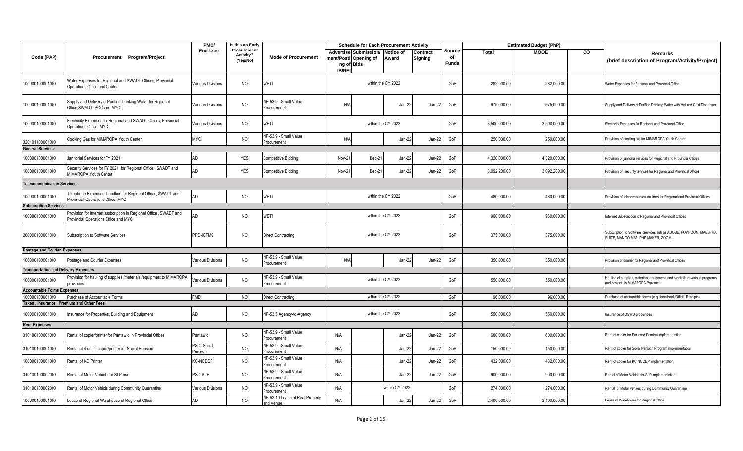| Code (PAP) | Procurement Program/Project | PMO/ End-User | Is this an Early Procurement Activity? (Yes/No) | Mode of Procurement | Schedule for Each Procurement Activity | | | | Source of Funds | Estimated Budget (PhP) | | | Remarks (brief description of Program/Activity/Project) |
|---|---|---|---|---|---|---|---|---|---|---|---|---|---|
| | | | | | Advertisement/Posting of IB/REI | Submission/ Opening of Bids | Notice of Award | Contract Signing | | Total | MOOE | CO | |
| 100000100001000 | Water Expenses for Regional and SWADT Offices, Provincial Operations Office and Center | Various Divisions | NO | WETI | within the CY 2022 | | | | GoP | 282,000.00 | 282,000.00 | | Water Expenses for Regional and Provincial Office |
| 100000100001000 | Supply and Delivery of Purified Drinking Water for Regional Office,SWADT, POO and MYC | Various Divisions | NO | NP-53.9 - Small Value Procurement | N/A | | Jan-22 | Jan-22 | GoP | 675,000.00 | 675,000.00 | | Supply and Delivery of Purified Drinking Water with Hot and Cold Dispenser |
| 100000100001000 | Electricity Expenses for Regional and SWADT Offices, Provincial Operations Office, MYC | Various Divisions | NO | WETI | within the CY 2022 | | | | GoP | 3,500,000.00 | 3,500,000.00 | | Electricity Expenses for Regional and Provincial Office |
| 320101100001000 | Cooking Gas for MIMAROPA Youth Center | MYC | NO | NP-53.9 - Small Value Procurement | N/A | | Jan-22 | Jan-22 | GoP | 250,000.00 | 250,000.00 | | Provision of cooking gas for MIMAROPA Youth Center |
| **General Services** | | | | | | | | | | | | | |
| 100000100001000 | Janitorial Services for FY 2021 | AD | YES | Competitive Bidding | Nov-21 | Dec-21 | Jan-22 | Jan-22 | GoP | 4,320,000.00 | 4,320,000.00 | | Provision of janitorial services for Regional and Provincial Offices |
| 100000100001000 | Security Services for FY 2021 for Regional Office , SWADT and MIMAROPA Youth Center | AD | YES | Competitive Bidding | Nov-21 | Dec-21 | Jan-22 | Jan-22 | GoP | 3,092,200.00 | 3,092,200.00 | | Provision of security services for Regional and Provincial Offices |
| **Telecommunication Services** | | | | | | | | | | | | | |
| 100000100001000 | Telephone Expenses -Landline for Regional Office , SWADT and Provincial Operations Office, MYC | AD | NO | WETI | within the CY 2022 | | | | GoP | 480,000.00 | 480,000.00 | | Provision of telecommunication lines for Regional and Provincial Offices |
| **Subscription Services** | | | | | | | | | | | | | |
| 100000100001000 | Provision for internet susbcription in Regional Office , SWADT and Provincial Operations Office and MYC | AD | NO | WETI | within the CY 2022 | | | | GoP | 960,000.00 | 960,000.00 | | Internet Subscription to Regional and Provincial Offices |
| 200000100001000 | Subscription to Software Services | PPD-ICTMS | NO | Direct Contracting | within the CY 2022 | | | | GoP | 375,000.00 | 375,000.00 | | Subscription to Software Services suh as ADOBE, POWTOON, MAESTRA SUITE, MANGO MAP, PHP MAKER, ZOOM |
| **Postage and Courier Expenses** | | | | | | | | | | | | | |
| 100000100001000 | Postage and Courier Expenses | Various Divisions | NO | NP-53.9 - Small Value Procurement | N/A | | Jan-22 | Jan-22 | GoP | 350,000.00 | 350,000.00 | | Provision of courier for Regional and Provincial Offices |
| **Transportation and Delivery Expenses** | | | | | | | | | | | | | |
| 100000100001000 | Provision for hauling of supplies /materials /equipment to MIMAROPA provinces | Various Divisions | NO | NP-53.9 - Small Value Procurement | within the CY 2022 | | | | GoP | 550,000.00 | 550,000.00 | | Hauling of supplies, materials, equipment, and stockpile of various programs and projects in MIMAROPA Provinces |
| **Accountable Forms Expenses** | | | | | | | | | | | | | |
| 100000100001000 | Purchase of Accountable Forms | FMD | NO | Direct Contracting | within the CY 2022 | | | | GoP | 96,000.00 | 96,000.00 | | Purchase of accountable forms (e.g checkbook/Official Receipts) |
| **Taxes , Insurance , Premium and Other Fees** | | | | | | | | | | | | | |
| 100000100001000 | Insurance for Properties, Building and Equipment | AD | NO | NP-53.5 Agency-to-Agency | within the CY 2022 | | | | GoP | 550,000.00 | 550,000.00 | | Insurance of DSWD propertoes |
| **Rent Expenses** | | | | | | | | | | | | | |
| 310100100001000 | Rental of copier/printer for Pantawid in Provincial Offices | Pantawid | NO | NP-53.9 - Small Value Procurement | N/A | | Jan-22 | Jan-22 | GoP | 600,000.00 | 600,000.00 | | Rent of copier for Pantawid Pamilya implementation |
| 310100100001000 | Rental of 4 units copier/printer for Social Pension | PSD- Social Pension | NO | NP-53.9 - Small Value Procurement | N/A | | Jan-22 | Jan-22 | GoP | 150,000.00 | 150,000.00 | | Rent of copier for Social Pension Program implementation |
| 100000100001000 | Rental of KC Printer | KC-NCDDP | NO | NP-53.9 - Small Value Procurement | N/A | | Jan-22 | Jan-22 | GoP | 432,000.00 | 432,000.00 | | Rent of copier for KC-NCCDP implementation |
| 310100100002000 | Rental of Motor Vehicle for SLP use | PSD-SLP | NO | NP-53.9 - Small Value Procurement | N/A | | Jan-22 | Jan-22 | GoP | 900,000.00 | 900,000.00 | | Rental of Motor Vehicle for SLP implementation |
| 310100100002000 | Rental of Motor Vehicle during Community Quarantine | Various Divisions | NO | NP-53.9 - Small Value Procurement | N/A | within CY 2022 | | | GoP | 274,000.00 | 274,000.00 | | Rental of Motor vehices during Community Quarantine |
| 100000100001000 | Lease of Regional Warehouse of Regional Office | AD | NO | NP-53.10 Lease of Real Property and Venue | N/A | | Jan-22 | Jan-22 | GoP | 2,400,000.00 | 2,400,000.00 | | Lease of Warehouse for Regional Office |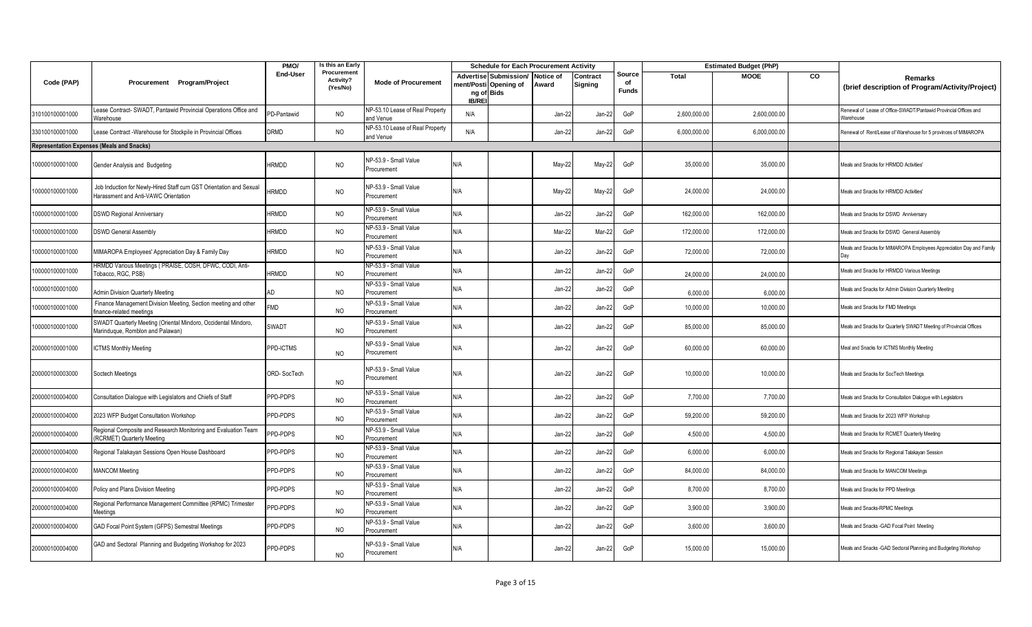| Code (PAP) | Procurement Program/Project | PMO/ End-User | Is this an Early Procurement Activity? (Yes/No) | Mode of Procurement | Schedule for Each Procurement Activity | | | | Source of Funds | Estimated Budget (PhP) | | | Remarks (brief description of Program/Activity/Project) |
|---|---|---|---|---|---|---|---|---|---|---|---|---|---|
| | | | | | Advertisement/Posting of IB/REI | Submission/ Opening of Bids | Notice of Award | Contract Signing | | Total | MOOE | CO | |
| 310100100001000 | Lease Contract- SWADT, Pantawid Provincial Operations Office and Warehouse | PD-Pantawid | NO | NP-53.10 Lease of Real Property and Venue | N/A | | Jan-22 | Jan-22 | GoP | 2,600,000.00 | 2,600,000.00 | | Renewal of Lease of Office-SWADT/Pantawid Provincial Offices and Warehouse |
| 330100100001000 | Lease Contract -Warehouse for Stockpile in Provincial Offices | DRMD | NO | NP-53.10 Lease of Real Property and Venue | N/A | | Jan-22 | Jan-22 | GoP | 6,000,000.00 | 6,000,000.00 | | Renewal of Rent/Lease of Warehouse for 5 provinces of MIMAROPA |
| **Representation Expenses (Meals and Snacks)** | | | | | | | | | | | | | |
| 100000100001000 | Gender Analysis and Budgeting | HRMDD | NO | NP-53.9 - Small Value Procurement | N/A | | May-22 | May-22 | GoP | 35,000.00 | 35,000.00 | | Meals and Snacks for HRMDD Activities' |
| 100000100001000 | Job Induction for Newly-Hired Staff cum GST Orientation and Sexual Harassment and Anti-VAWC Orientation | HRMDD | NO | NP-53.9 - Small Value Procurement | N/A | | May-22 | May-22 | GoP | 24,000.00 | 24,000.00 | | Meals and Snacks for HRMDD Activities' |
| 100000100001000 | DSWD Regional Anniversary | HRMDD | NO | NP-53.9 - Small Value Procurement | N/A | | Jan-22 | Jan-22 | GoP | 162,000.00 | 162,000.00 | | Meals and Snacks for DSWD Anniversary |
| 100000100001000 | DSWD General Assembly | HRMDD | NO | NP-53.9 - Small Value Procurement | N/A | | Mar-22 | Mar-22 | GoP | 172,000.00 | 172,000.00 | | Meals and Snacks for DSWD General Assembly |
| 100000100001000 | MIMAROPA Employees' Appreciation Day & Family Day | HRMDD | NO | NP-53.9 - Small Value Procurement | N/A | | Jan-22 | Jan-22 | GoP | 72,000.00 | 72,000.00 | | Meals and Snacks for MIMAROPA Employees Appreciation Day and Family Day |
| 100000100001000 | HRMDD Various Meetings ( PRAISE, COSH, DFWC, CODI, Anti-Tobacco, RGC, PSB) | HRMDD | NO | NP-53.9 - Small Value Procurement | N/A | | Jan-22 | Jan-22 | GoP | 24,000.00 | 24,000.00 | | Meals and Snacks for HRMDD Various Meetings |
| 100000100001000 | Admin Division Quarterly Meeting | AD | NO | NP-53.9 - Small Value Procurement | N/A | | Jan-22 | Jan-22 | GoP | 6,000.00 | 6,000.00 | | Meals and Snacks for Admin Division Quarterly Meeting |
| 100000100001000 | Finance Management Division Meeting, Section meeting and other finance-related meetings | FMD | NO | NP-53.9 - Small Value Procurement | N/A | | Jan-22 | Jan-22 | GoP | 10,000.00 | 10,000.00 | | Meals and Snacks for FMD Meetings |
| 100000100001000 | SWADT Quarterly Meeting (Oriental Mindoro, Occidental Mindoro, Marinduque, Romblon and Palawan) | SWADT | NO | NP-53.9 - Small Value Procurement | N/A | | Jan-22 | Jan-22 | GoP | 85,000.00 | 85,000.00 | | Meals and Snacks for Quarterly SWADT Meeting of Provincial Offices |
| 200000100001000 | ICTMS Monthly Meeting | PPD-ICTMS | NO | NP-53.9 - Small Value Procurement | N/A | | Jan-22 | Jan-22 | GoP | 60,000.00 | 60,000.00 | | Meal and Snacks for ICTMS Monthly Meeting |
| 200000100003000 | Soctech Meetings | ORD- SocTech | NO | NP-53.9 - Small Value Procurement | N/A | | Jan-22 | Jan-22 | GoP | 10,000.00 | 10,000.00 | | Meals and Snacks for SocTech Meetings |
| 200000100004000 | Consultation Dialogue with Legislators and Chiefs of Staff | PPD-PDPS | NO | NP-53.9 - Small Value Procurement | N/A | | Jan-22 | Jan-22 | GoP | 7,700.00 | 7,700.00 | | Meals and Snacks for Consultation Dialogue with Legislators |
| 200000100004000 | 2023 WFP Budget Consultation Workshop | PPD-PDPS | NO | NP-53.9 - Small Value Procurement | N/A | | Jan-22 | Jan-22 | GoP | 59,200.00 | 59,200.00 | | Meals and Snacks for 2023 WFP Workshop |
| 200000100004000 | Regional Composite and Research Monitoring and Evaluation Team (RCRMET) Quarterly Meeting | PPD-PDPS | NO | NP-53.9 - Small Value Procurement | N/A | | Jan-22 | Jan-22 | GoP | 4,500.00 | 4,500.00 | | Meals and Snacks for RCMET Quarterly Meeting |
| 200000100004000 | Regional Talakayan Sessions Open House Dashboard | PPD-PDPS | NO | NP-53.9 - Small Value Procurement | N/A | | Jan-22 | Jan-22 | GoP | 6,000.00 | 6,000.00 | | Meals and Snacks for Regional Talakayan Session |
| 200000100004000 | MANCOM Meeting | PPD-PDPS | NO | NP-53.9 - Small Value Procurement | N/A | | Jan-22 | Jan-22 | GoP | 84,000.00 | 84,000.00 | | Meals and Snacks for MANCOM Meetings |
| 200000100004000 | Policy and Plans Division Meeting | PPD-PDPS | NO | NP-53.9 - Small Value Procurement | N/A | | Jan-22 | Jan-22 | GoP | 8,700.00 | 8,700.00 | | Meals and Snacks for PPD Meetings |
| 200000100004000 | Regional Performance Management Committee (RPMC) Trimester Meetings | PPD-PDPS | NO | NP-53.9 - Small Value Procurement | N/A | | Jan-22 | Jan-22 | GoP | 3,900.00 | 3,900.00 | | Meals and Snacks-RPMC Meetings |
| 200000100004000 | GAD Focal Point System (GFPS) Semestral Meetings | PPD-PDPS | NO | NP-53.9 - Small Value Procurement | N/A | | Jan-22 | Jan-22 | GoP | 3,600.00 | 3,600.00 | | Meals and Snacks -GAD Focal Point Meeting |
| 200000100004000 | GAD and Sectoral Planning and Budgeting Workshop for 2023 | PPD-PDPS | NO | NP-53.9 - Small Value Procurement | N/A | | Jan-22 | Jan-22 | GoP | 15,000.00 | 15,000.00 | | Meals and Snacks -GAD Sectoral Planning and Budgeting Workshop |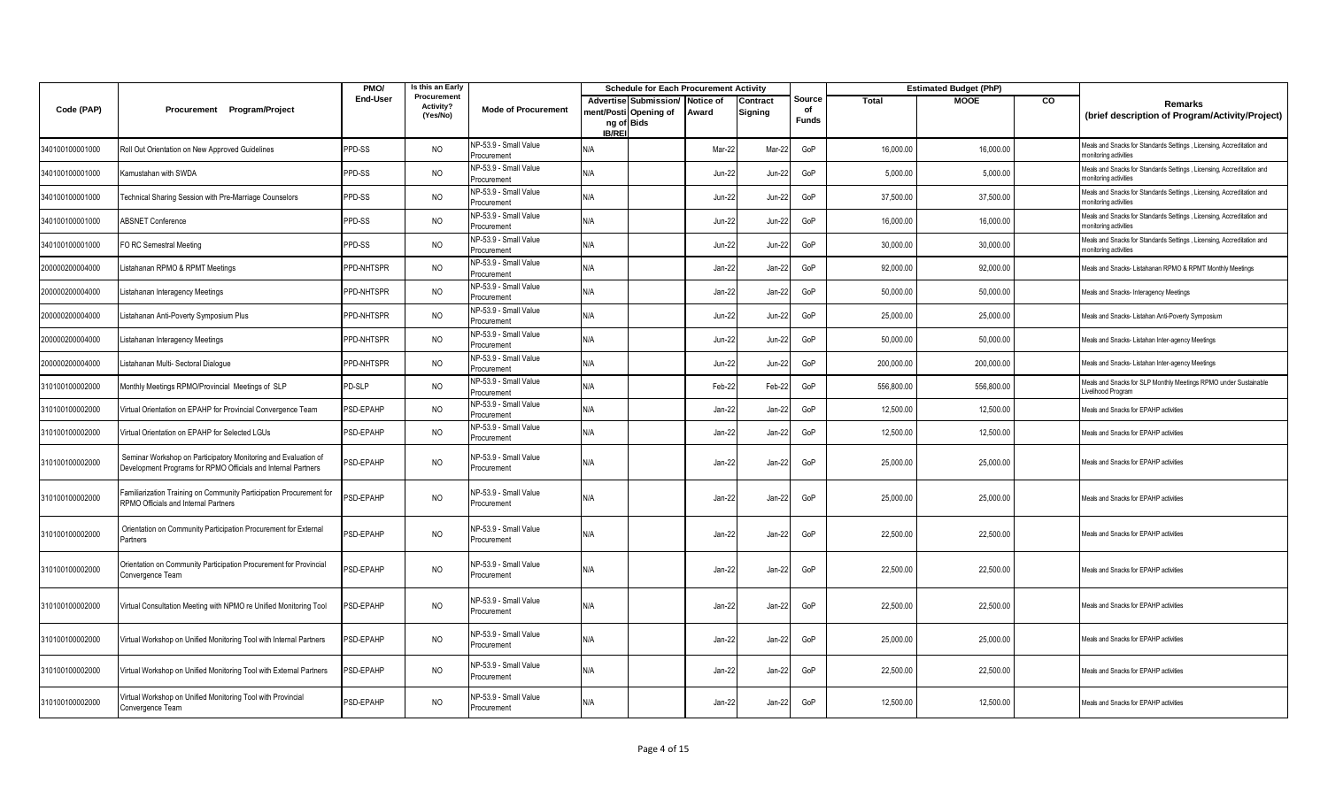| Code (PAP) | Procurement Program/Project | PMO/ End-User | Is this an Early Procurement Activity? (Yes/No) | Mode of Procurement | Schedule for Each Procurement Activity | | | | Source of Funds | Estimated Budget (PhP) | | | Remarks (brief description of Program/Activity/Project) |
|---|---|---|---|---|---|---|---|---|---|---|---|---|---|
| | | | | | Advertisement/Posting of IB/REI | Submission/ Opening of Bids | Notice of Award | Contract Signing | | Total | MOOE | CO | |
| 340100100001000 | Roll Out Orientation on New Approved Guidelines | PPD-SS | NO | NP-53.9 - Small Value Procurement | N/A | | Mar-22 | Mar-22 | GoP | 16,000.00 | 16,000.00 | | Meals and Snacks for Standards Settings , Licensing, Accreditation and monitoring activities |
| 340100100001000 | Kamustahan with SWDA | PPD-SS | NO | NP-53.9 - Small Value Procurement | N/A | | Jun-22 | Jun-22 | GoP | 5,000.00 | 5,000.00 | | Meals and Snacks for Standards Settings , Licensing, Accreditation and monitoring activities |
| 340100100001000 | Technical Sharing Session with Pre-Marriage Counselors | PPD-SS | NO | NP-53.9 - Small Value Procurement | N/A | | Jun-22 | Jun-22 | GoP | 37,500.00 | 37,500.00 | | Meals and Snacks for Standards Settings , Licensing, Accreditation and monitoring activities |
| 340100100001000 | ABSNET Conference | PPD-SS | NO | NP-53.9 - Small Value Procurement | N/A | | Jun-22 | Jun-22 | GoP | 16,000.00 | 16,000.00 | | Meals and Snacks for Standards Settings , Licensing, Accreditation and monitoring activities |
| 340100100001000 | FO RC Semestral Meeting | PPD-SS | NO | NP-53.9 - Small Value Procurement | N/A | | Jun-22 | Jun-22 | GoP | 30,000.00 | 30,000.00 | | Meals and Snacks for Standards Settings , Licensing, Accreditation and monitoring activities |
| 200000200004000 | Listahanan RPMO & RPMT Meetings | PPD-NHTSPR | NO | NP-53.9 - Small Value Procurement | N/A | | Jan-22 | Jan-22 | GoP | 92,000.00 | 92,000.00 | | Meals and Snacks- Listahanan RPMO & RPMT Monthly Meetings |
| 200000200004000 | Listahanan Interagency Meetings | PPD-NHTSPR | NO | NP-53.9 - Small Value Procurement | N/A | | Jan-22 | Jan-22 | GoP | 50,000.00 | 50,000.00 | | Meals and Snacks- Interagency Meetings |
| 200000200004000 | Listahanan Anti-Poverty Symposium Plus | PPD-NHTSPR | NO | NP-53.9 - Small Value Procurement | N/A | | Jun-22 | Jun-22 | GoP | 25,000.00 | 25,000.00 | | Meals and Snacks- Listahan Anti-Poverty Symposium |
| 200000200004000 | Listahanan Interagency Meetings | PPD-NHTSPR | NO | NP-53.9 - Small Value Procurement | N/A | | Jun-22 | Jun-22 | GoP | 50,000.00 | 50,000.00 | | Meals and Snacks- Listahan Inter-agency Meetings |
| 200000200004000 | Listahanan Multi- Sectoral Dialogue | PPD-NHTSPR | NO | NP-53.9 - Small Value Procurement | N/A | | Jun-22 | Jun-22 | GoP | 200,000.00 | 200,000.00 | | Meals and Snacks- Listahan Inter-agency Meetings |
| 310100100002000 | Monthly Meetings RPMO/Provincial Meetings of SLP | PD-SLP | NO | NP-53.9 - Small Value Procurement | N/A | | Feb-22 | Feb-22 | GoP | 556,800.00 | 556,800.00 | | Meals and Snacks for SLP Monthly Meetings RPMO under Sustainable Livelihood Program |
| 310100100002000 | Virtual Orientation on EPAHP for Provincial Convergence Team | PSD-EPAHP | NO | NP-53.9 - Small Value Procurement | N/A | | Jan-22 | Jan-22 | GoP | 12,500.00 | 12,500.00 | | Meals and Snacks for EPAHP activities |
| 310100100002000 | Virtual Orientation on EPAHP for Selected LGUs | PSD-EPAHP | NO | NP-53.9 - Small Value Procurement | N/A | | Jan-22 | Jan-22 | GoP | 12,500.00 | 12,500.00 | | Meals and Snacks for EPAHP activities |
| 310100100002000 | Seminar Workshop on Participatory Monitoring and Evaluation of Development Programs for RPMO Officials and Internal Partners | PSD-EPAHP | NO | NP-53.9 - Small Value Procurement | N/A | | Jan-22 | Jan-22 | GoP | 25,000.00 | 25,000.00 | | Meals and Snacks for EPAHP activities |
| 310100100002000 | Familiarization Training on Community Participation Procurement for RPMO Officials and Internal Partners | PSD-EPAHP | NO | NP-53.9 - Small Value Procurement | N/A | | Jan-22 | Jan-22 | GoP | 25,000.00 | 25,000.00 | | Meals and Snacks for EPAHP activities |
| 310100100002000 | Orientation on Community Participation Procurement for External Partners | PSD-EPAHP | NO | NP-53.9 - Small Value Procurement | N/A | | Jan-22 | Jan-22 | GoP | 22,500.00 | 22,500.00 | | Meals and Snacks for EPAHP activities |
| 310100100002000 | Orientation on Community Participation Procurement for Provincial Convergence Team | PSD-EPAHP | NO | NP-53.9 - Small Value Procurement | N/A | | Jan-22 | Jan-22 | GoP | 22,500.00 | 22,500.00 | | Meals and Snacks for EPAHP activities |
| 310100100002000 | Virtual Consultation Meeting with NPMO re Unified Monitoring Tool | PSD-EPAHP | NO | NP-53.9 - Small Value Procurement | N/A | | Jan-22 | Jan-22 | GoP | 22,500.00 | 22,500.00 | | Meals and Snacks for EPAHP activities |
| 310100100002000 | Virtual Workshop on Unified Monitoring Tool with Internal Partners | PSD-EPAHP | NO | NP-53.9 - Small Value Procurement | N/A | | Jan-22 | Jan-22 | GoP | 25,000.00 | 25,000.00 | | Meals and Snacks for EPAHP activities |
| 310100100002000 | Virtual Workshop on Unified Monitoring Tool with External Partners | PSD-EPAHP | NO | NP-53.9 - Small Value Procurement | N/A | | Jan-22 | Jan-22 | GoP | 22,500.00 | 22,500.00 | | Meals and Snacks for EPAHP activities |
| 310100100002000 | Virtual Workshop on Unified Monitoring Tool with Provincial Convergence Team | PSD-EPAHP | NO | NP-53.9 - Small Value Procurement | N/A | | Jan-22 | Jan-22 | GoP | 12,500.00 | 12,500.00 | | Meals and Snacks for EPAHP activities |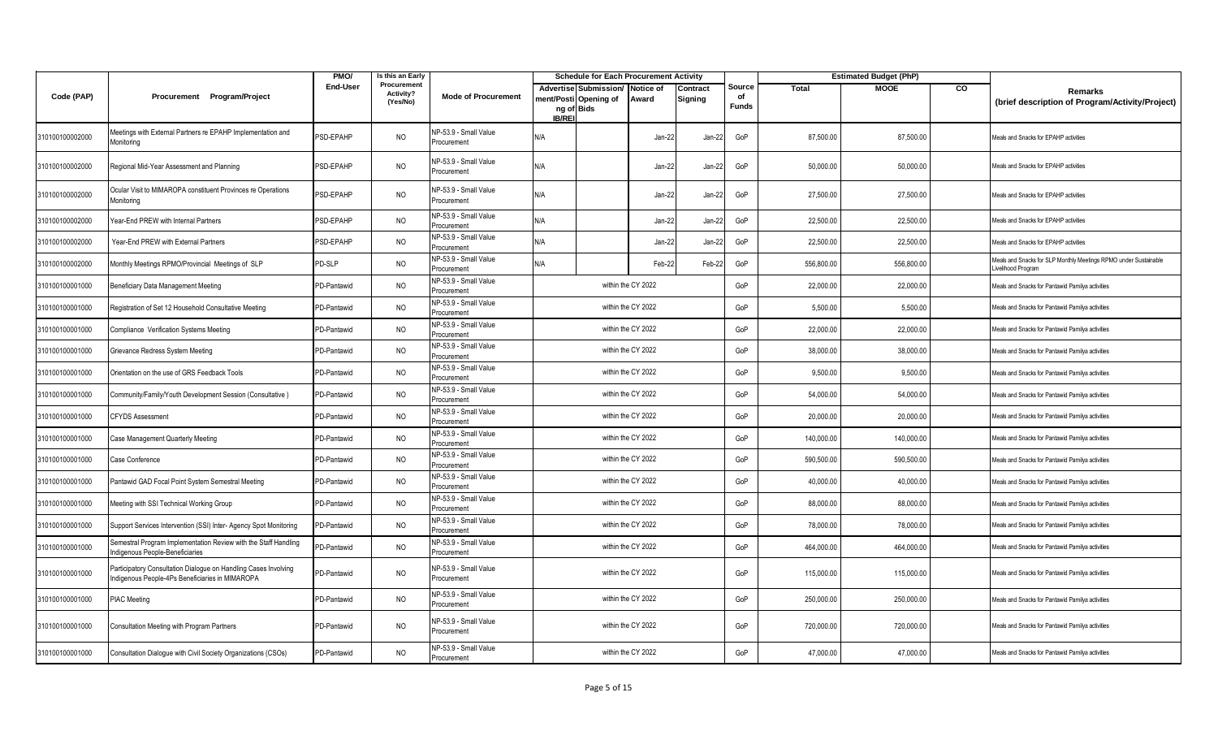| Code (PAP) | Procurement Program/Project | PMO/ End-User | Is this an Early Procurement Activity? (Yes/No) | Mode of Procurement | Schedule for Each Procurement Activity | | | | Source of Funds | Estimated Budget (PhP) | | | Remarks (brief description of Program/Activity/Project) |
|---|---|---|---|---|---|---|---|---|---|---|---|---|---|
| | | | | | Advertisement/Posting of IB/REI | Submission/ Opening of Bids | Notice of Award | Contract Signing | | Total | MOOE | CO | |
| 310100100002000 | Meetings with External Partners re EPAHP Implementation and Monitoring | PSD-EPAHP | NO | NP-53.9 - Small Value Procurement | N/A | | Jan-22 | Jan-22 | GoP | 87,500.00 | 87,500.00 | | Meals and Snacks for EPAHP activities |
| 310100100002000 | Regional Mid-Year Assessment and Planning | PSD-EPAHP | NO | NP-53.9 - Small Value Procurement | N/A | | Jan-22 | Jan-22 | GoP | 50,000.00 | 50,000.00 | | Meals and Snacks for EPAHP activities |
| 310100100002000 | Ocular Visit to MIMAROPA constituent Provinces re Operations Monitoring | PSD-EPAHP | NO | NP-53.9 - Small Value Procurement | N/A | | Jan-22 | Jan-22 | GoP | 27,500.00 | 27,500.00 | | Meals and Snacks for EPAHP activities |
| 310100100002000 | Year-End PREW with Internal Partners | PSD-EPAHP | NO | NP-53.9 - Small Value Procurement | N/A | | Jan-22 | Jan-22 | GoP | 22,500.00 | 22,500.00 | | Meals and Snacks for EPAHP activities |
| 310100100002000 | Year-End PREW with External Partners | PSD-EPAHP | NO | NP-53.9 - Small Value Procurement | N/A | | Jan-22 | Jan-22 | GoP | 22,500.00 | 22,500.00 | | Meals and Snacks for EPAHP activities |
| 310100100002000 | Monthly Meetings RPMO/Provincial Meetings of SLP | PD-SLP | NO | NP-53.9 - Small Value Procurement | N/A | | Feb-22 | Feb-22 | GoP | 556,800.00 | 556,800.00 | | Meals and Snacks for SLP Monthly Meetings RPMO under Sustainable Livelihood Program |
| 310100100001000 | Beneficiary Data Management Meeting | PD-Pantawid | NO | NP-53.9 - Small Value Procurement | within the CY 2022 | | | | GoP | 22,000.00 | 22,000.00 | | Meals and Snacks for Pantawid Pamilya activities |
| 310100100001000 | Registration of Set 12 Household Consultative Meeting | PD-Pantawid | NO | NP-53.9 - Small Value Procurement | within the CY 2022 | | | | GoP | 5,500.00 | 5,500.00 | | Meals and Snacks for Pantawid Pamilya activities |
| 310100100001000 | Compliance Verification Systems Meeting | PD-Pantawid | NO | NP-53.9 - Small Value Procurement | within the CY 2022 | | | | GoP | 22,000.00 | 22,000.00 | | Meals and Snacks for Pantawid Pamilya activities |
| 310100100001000 | Grievance Redress System Meeting | PD-Pantawid | NO | NP-53.9 - Small Value Procurement | within the CY 2022 | | | | GoP | 38,000.00 | 38,000.00 | | Meals and Snacks for Pantawid Pamilya activities |
| 310100100001000 | Orientation on the use of GRS Feedback Tools | PD-Pantawid | NO | NP-53.9 - Small Value Procurement | within the CY 2022 | | | | GoP | 9,500.00 | 9,500.00 | | Meals and Snacks for Pantawid Pamilya activities |
| 310100100001000 | Community/Family/Youth Development Session (Consultative ) | PD-Pantawid | NO | NP-53.9 - Small Value Procurement | within the CY 2022 | | | | GoP | 54,000.00 | 54,000.00 | | Meals and Snacks for Pantawid Pamilya activities |
| 310100100001000 | CFYDS Assessment | PD-Pantawid | NO | NP-53.9 - Small Value Procurement | within the CY 2022 | | | | GoP | 20,000.00 | 20,000.00 | | Meals and Snacks for Pantawid Pamilya activities |
| 310100100001000 | Case Management Quarterly Meeting | PD-Pantawid | NO | NP-53.9 - Small Value Procurement | within the CY 2022 | | | | GoP | 140,000.00 | 140,000.00 | | Meals and Snacks for Pantawid Pamilya activities |
| 310100100001000 | Case Conference | PD-Pantawid | NO | NP-53.9 - Small Value Procurement | within the CY 2022 | | | | GoP | 590,500.00 | 590,500.00 | | Meals and Snacks for Pantawid Pamilya activities |
| 310100100001000 | Pantawid GAD Focal Point System Semestral Meeting | PD-Pantawid | NO | NP-53.9 - Small Value Procurement | within the CY 2022 | | | | GoP | 40,000.00 | 40,000.00 | | Meals and Snacks for Pantawid Pamilya activities |
| 310100100001000 | Meeting with SSI Technical Working Group | PD-Pantawid | NO | NP-53.9 - Small Value Procurement | within the CY 2022 | | | | GoP | 88,000.00 | 88,000.00 | | Meals and Snacks for Pantawid Pamilya activities |
| 310100100001000 | Support Services Intervention (SSI) Inter- Agency Spot Monitoring | PD-Pantawid | NO | NP-53.9 - Small Value Procurement | within the CY 2022 | | | | GoP | 78,000.00 | 78,000.00 | | Meals and Snacks for Pantawid Pamilya activities |
| 310100100001000 | Semestral Program Implementation Review with the Staff Handling Indigenous People-Beneficiaries | PD-Pantawid | NO | NP-53.9 - Small Value Procurement | within the CY 2022 | | | | GoP | 464,000.00 | 464,000.00 | | Meals and Snacks for Pantawid Pamilya activities |
| 310100100001000 | Participatory Consultation Dialogue on Handling Cases Involving Indigenous People-4Ps Beneficiaries in MIMAROPA | PD-Pantawid | NO | NP-53.9 - Small Value Procurement | within the CY 2022 | | | | GoP | 115,000.00 | 115,000.00 | | Meals and Snacks for Pantawid Pamilya activities |
| 310100100001000 | PIAC Meeting | PD-Pantawid | NO | NP-53.9 - Small Value Procurement | within the CY 2022 | | | | GoP | 250,000.00 | 250,000.00 | | Meals and Snacks for Pantawid Pamilya activities |
| 310100100001000 | Consultation Meeting with Program Partners | PD-Pantawid | NO | NP-53.9 - Small Value Procurement | within the CY 2022 | | | | GoP | 720,000.00 | 720,000.00 | | Meals and Snacks for Pantawid Pamilya activities |
| 310100100001000 | Consultation Dialogue with Civil Society Organizations (CSOs) | PD-Pantawid | NO | NP-53.9 - Small Value Procurement | within the CY 2022 | | | | GoP | 47,000.00 | 47,000.00 | | Meals and Snacks for Pantawid Pamilya activities |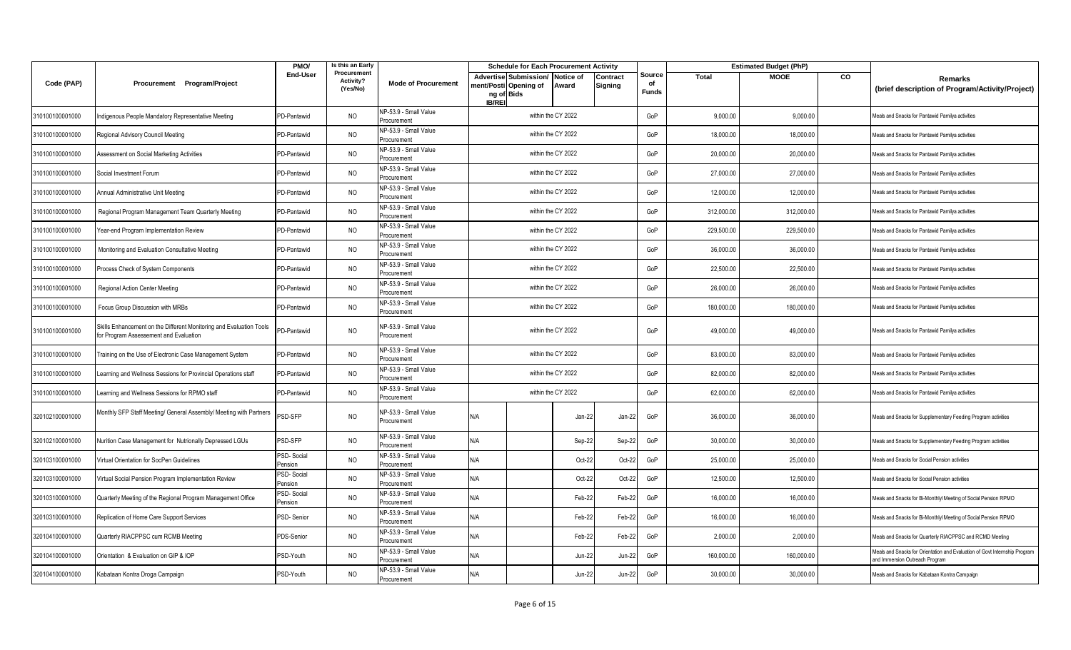| Code (PAP) | Procurement Program/Project | PMO/ End-User | Is this an Early Procurement Activity? (Yes/No) | Mode of Procurement | Schedule for Each Procurement Activity | | | | Source of Funds | Estimated Budget (PhP) | | | Remarks (brief description of Program/Activity/Project) |
|---|---|---|---|---|---|---|---|---|---|---|---|---|---|
| | | | | | Advertisement/Posting of IB/REI | Submission/ Opening of Bids | Notice of Award | Contract Signing | | Total | MOOE | CO | |
| 310100100001000 | Indigenous People Mandatory Representative Meeting | PD-Pantawid | NO | NP-53.9 - Small Value Procurement | within the CY 2022 | | | | GoP | 9,000.00 | 9,000.00 | | Meals and Snacks for Pantawid Pamilya activities |
| 310100100001000 | Regional Advisory Council Meeting | PD-Pantawid | NO | NP-53.9 - Small Value Procurement | within the CY 2022 | | | | GoP | 18,000.00 | 18,000.00 | | Meals and Snacks for Pantawid Pamilya activities |
| 310100100001000 | Assessment on Social Marketing Activities | PD-Pantawid | NO | NP-53.9 - Small Value Procurement | within the CY 2022 | | | | GoP | 20,000.00 | 20,000.00 | | Meals and Snacks for Pantawid Pamilya activities |
| 310100100001000 | Social Investment Forum | PD-Pantawid | NO | NP-53.9 - Small Value Procurement | within the CY 2022 | | | | GoP | 27,000.00 | 27,000.00 | | Meals and Snacks for Pantawid Pamilya activities |
| 310100100001000 | Annual Administrative Unit Meeting | PD-Pantawid | NO | NP-53.9 - Small Value Procurement | within the CY 2022 | | | | GoP | 12,000.00 | 12,000.00 | | Meals and Snacks for Pantawid Pamilya activities |
| 310100100001000 | Regional Program Management Team Quarterly Meeting | PD-Pantawid | NO | NP-53.9 - Small Value Procurement | within the CY 2022 | | | | GoP | 312,000.00 | 312,000.00 | | Meals and Snacks for Pantawid Pamilya activities |
| 310100100001000 | Year-end Program Implementation Review | PD-Pantawid | NO | NP-53.9 - Small Value Procurement | within the CY 2022 | | | | GoP | 229,500.00 | 229,500.00 | | Meals and Snacks for Pantawid Pamilya activities |
| 310100100001000 | Monitoring and Evaluation Consultative Meeting | PD-Pantawid | NO | NP-53.9 - Small Value Procurement | within the CY 2022 | | | | GoP | 36,000.00 | 36,000.00 | | Meals and Snacks for Pantawid Pamilya activities |
| 310100100001000 | Process Check of System Components | PD-Pantawid | NO | NP-53.9 - Small Value Procurement | within the CY 2022 | | | | GoP | 22,500.00 | 22,500.00 | | Meals and Snacks for Pantawid Pamilya activities |
| 310100100001000 | Regional Action Center Meeting | PD-Pantawid | NO | NP-53.9 - Small Value Procurement | within the CY 2022 | | | | GoP | 26,000.00 | 26,000.00 | | Meals and Snacks for Pantawid Pamilya activities |
| 310100100001000 | Focus Group Discussion with MRBs | PD-Pantawid | NO | NP-53.9 - Small Value Procurement | within the CY 2022 | | | | GoP | 180,000.00 | 180,000.00 | | Meals and Snacks for Pantawid Pamilya activities |
| 310100100001000 | Skills Enhancement on the Different Monitoring and Evaluation Tools for Program Assessement and Evaluation | PD-Pantawid | NO | NP-53.9 - Small Value Procurement | within the CY 2022 | | | | GoP | 49,000.00 | 49,000.00 | | Meals and Snacks for Pantawid Pamilya activities |
| 310100100001000 | Training on the Use of Electronic Case Management System | PD-Pantawid | NO | NP-53.9 - Small Value Procurement | within the CY 2022 | | | | GoP | 83,000.00 | 83,000.00 | | Meals and Snacks for Pantawid Pamilya activities |
| 310100100001000 | Learning and Wellness Sessions for Provincial Operations staff | PD-Pantawid | NO | NP-53.9 - Small Value Procurement | within the CY 2022 | | | | GoP | 82,000.00 | 82,000.00 | | Meals and Snacks for Pantawid Pamilya activities |
| 310100100001000 | Learning and Wellness Sessions for RPMO staff | PD-Pantawid | NO | NP-53.9 - Small Value Procurement | within the CY 2022 | | | | GoP | 62,000.00 | 62,000.00 | | Meals and Snacks for Pantawid Pamilya activities |
| 320102100001000 | Monthly SFP Staff Meeting/ General Assembly/ Meeting with Partners | PSD-SFP | NO | NP-53.9 - Small Value Procurement | N/A | | Jan-22 | Jan-22 | GoP | 36,000.00 | 36,000.00 | | Meals and Snacks for Supplementary Feeding Program activities |
| 320102100001000 | Nurition Case Management for Nutrionally Depressed LGUs | PSD-SFP | NO | NP-53.9 - Small Value Procurement | N/A | | Sep-22 | Sep-22 | GoP | 30,000.00 | 30,000.00 | | Meals and Snacks for Supplementary Feeding Program activities |
| 320103100001000 | Virtual Orientation for SocPen Guidelines | PSD- Social Pension | NO | NP-53.9 - Small Value Procurement | N/A | | Oct-22 | Oct-22 | GoP | 25,000.00 | 25,000.00 | | Meals and Snacks for Social Pension activities |
| 320103100001000 | Virtual Social Pension Program Implementation Review | PSD- Social Pension | NO | NP-53.9 - Small Value Procurement | N/A | | Oct-22 | Oct-22 | GoP | 12,500.00 | 12,500.00 | | Meals and Snacks for Social Pension activities |
| 320103100001000 | Quarterly Meeting of the Regional Program Management Office | PSD- Social Pension | NO | NP-53.9 - Small Value Procurement | N/A | | Feb-22 | Feb-22 | GoP | 16,000.00 | 16,000.00 | | Meals and Snacks for Bi-Monthlyl Meeting of Social Pension RPMO |
| 320103100001000 | Replication of Home Care Support Services | PSD- Senior | NO | NP-53.9 - Small Value Procurement | N/A | | Feb-22 | Feb-22 | GoP | 16,000.00 | 16,000.00 | | Meals and Snacks for Bi-Monthlyl Meeting of Social Pension RPMO |
| 320104100001000 | Quarterly RIACPPSC cum RCMB Meeting | PDS-Senior | NO | NP-53.9 - Small Value Procurement | N/A | | Feb-22 | Feb-22 | GoP | 2,000.00 | 2,000.00 | | Meals and Snacks for Quarterly RIACPPSC and RCMD Meeting |
| 320104100001000 | Orientation & Evaluation on GIP & IOP | PSD-Youth | NO | NP-53.9 - Small Value Procurement | N/A | | Jun-22 | Jun-22 | GoP | 160,000.00 | 160,000.00 | | Meals and Snacks for Orientation and Evaluation of Govt Internship Program and Immersion Outreach Program |
| 320104100001000 | Kabataan Kontra Droga Campaign | PSD-Youth | NO | NP-53.9 - Small Value Procurement | N/A | | Jun-22 | Jun-22 | GoP | 30,000.00 | 30,000.00 | | Meals and Snacks for Kabataan Kontra Campaign |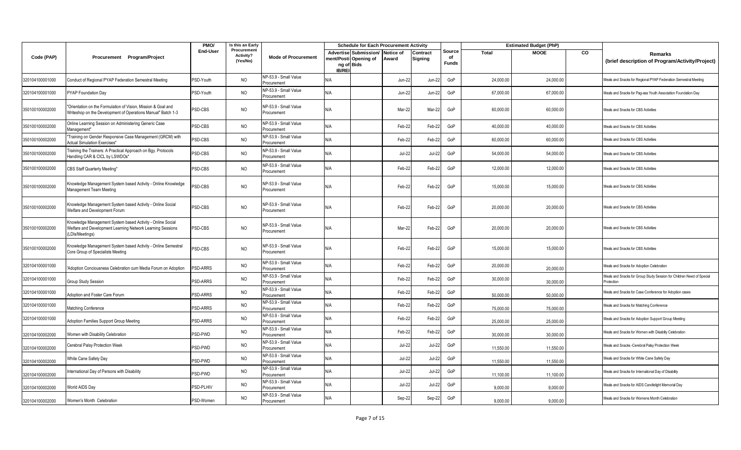| Code (PAP) | Procurement Program/Project | PMO/ End-User | Is this an Early Procurement Activity? (Yes/No) | Mode of Procurement | Schedule for Each Procurement Activity | | | | Source of Funds | Estimated Budget (PhP) | | | Remarks (brief description of Program/Activity/Project) |
|---|---|---|---|---|---|---|---|---|---|---|---|---|---|
| | | | | | Advertisement/Posting of IB/REI | Submission/ Opening of Bids | Notice of Award | Contract Signing | | Total | MOOE | CO | |
| 320104100001000 | Conduct of Regional PYAP Federation Semestral Meeting | PSD-Youth | NO | NP-53.9 - Small Value Procurement | N/A | | Jun-22 | Jun-22 | GoP | 24,000.00 | 24,000.00 | | Meals and Snacks for Regional PYAP Federation Semestral Meeting |
| 320104100001000 | PYAP Foundation Day | PSD-Youth | NO | NP-53.9 - Small Value Procurement | N/A | | Jun-22 | Jun-22 | GoP | 67,000.00 | 67,000.00 | | Meals and Snacks for Pag-asa Youth Association Foundation Day |
| 350100100002000 | "Orientation on the Formulation of Vision, Mission & Goal and Writeshop on the Development of Operations Manual" Batch 1-3 | PSD-CBS | NO | NP-53.9 - Small Value Procurement | N/A | | Mar-22 | Mar-22 | GoP | 60,000.00 | 60,000.00 | | Meals and Snacks for CBS Activities |
| 350100100002000 | Online Learning Session on Administering Generic Case Management" | PSD-CBS | NO | NP-53.9 - Small Value Procurement | N/A | | Feb-22 | Feb-22 | GoP | 40,000.00 | 40,000.00 | | Meals and Snacks for CBS Activities |
| 350100100002000 | "Training on Gender Responsive Case Management (GRCM) with Actual Simulation Exercises" | PSD-CBS | NO | NP-53.9 - Small Value Procurement | N/A | | Feb-22 | Feb-22 | GoP | 60,000.00 | 60,000.00 | | Meals and Snacks for CBS Activities |
| 350100100002000 | Training the Trainers: A Practical Approach on Bgy. Protocols Handling CAR & CICL by LSWDOs" | PSD-CBS | NO | NP-53.9 - Small Value Procurement | N/A | | Jul-22 | Jul-22 | GoP | 54,000.00 | 54,000.00 | | Meals and Snacks for CBS Activities |
| 350100100002000 | CBS Staff Quarterly Meeting" | PSD-CBS | NO | NP-53.9 - Small Value Procurement | N/A | | Feb-22 | Feb-22 | GoP | 12,000.00 | 12,000.00 | | Meals and Snacks for CBS Activities |
| 350100100002000 | Knowledge Management System based Activity - Online Knowledge Management Team Meeting | PSD-CBS | NO | NP-53.9 - Small Value Procurement | N/A | | Feb-22 | Feb-22 | GoP | 15,000.00 | 15,000.00 | | Meals and Snacks for CBS Activities |
| 350100100002000 | Knowledge Management System based Activity - Online Social Welfare and Development Forum | PSD-CBS | NO | NP-53.9 - Small Value Procurement | N/A | | Feb-22 | Feb-22 | GoP | 20,000.00 | 20,000.00 | | Meals and Snacks for CBS Activities |
| 350100100002000 | Knowledge Management System based Activity - Online Social Welfare and Development Learning Network Learning Sessions (LDIs/Meetings) | PSD-CBS | NO | NP-53.9 - Small Value Procurement | N/A | | Mar-22 | Feb-22 | GoP | 20,000.00 | 20,000.00 | | Meals and Snacks for CBS Activities |
| 350100100002000 | Knowledge Management System based Activity - Online Semestral Core Group of Specialists Meeting | PSD-CBS | NO | NP-53.9 - Small Value Procurement | N/A | | Feb-22 | Feb-22 | GoP | 15,000.00 | 15,000.00 | | Meals and Snacks for CBS Activities |
| 320104100001000 | 'Adoption Conciousness Celebration cum Media Forum on Adoption | PSD-ARRS | NO | NP-53.9 - Small Value Procurement | N/A | | Feb-22 | Feb-22 | GoP | 20,000.00 | 20,000.00 | | Meals and Snacks for Adoption Celebration |
| 320104100001000 | Group Study Session | PSD-ARRS | NO | NP-53.9 - Small Value Procurement | N/A | | Feb-22 | Feb-22 | GoP | 30,000.00 | 30,000.00 | | Meals and Snacks for Group Study Session for Children Need of Special Protection |
| 320104100001000 | Adoption and Foster Care Forum | PSD-ARRS | NO | NP-53.9 - Small Value Procurement | N/A | | Feb-22 | Feb-22 | GoP | 50,000.00 | 50,000.00 | | Meals and Snacks for Case Conference for Adoption cases |
| 320104100001000 | Matching Conference | PSD-ARRS | NO | NP-53.9 - Small Value Procurement | N/A | | Feb-22 | Feb-22 | GoP | 75,000.00 | 75,000.00 | | Meals and Snacks for Matching Conference |
| 320104100001000 | Adoption Families Support Group Meeting | PSD-ARRS | NO | NP-53.9 - Small Value Procurement | N/A | | Feb-22 | Feb-22 | GoP | 25,000.00 | 25,000.00 | | Meals and Snacks for Adoption Support Group Meeting |
| 320104100002000 | Women with Disability Celebration | PSD-PWD | NO | NP-53.9 - Small Value Procurement | N/A | | Feb-22 | Feb-22 | GoP | 30,000.00 | 30,000.00 | | Meals and Snacks for Women with Disability Celebration |
| 320104100002000 | Cerebral Palsy Protection Week | PSD-PWD | NO | NP-53.9 - Small Value Procurement | N/A | | Jul-22 | Jul-22 | GoP | 11,550.00 | 11,550.00 | | Meals and Snacks -Cerebral Palsy Protection Week |
| 320104100002000 | White Cane Safety Day | PSD-PWD | NO | NP-53.9 - Small Value Procurement | N/A | | Jul-22 | Jul-22 | GoP | 11,550.00 | 11,550.00 | | Meals and Snacks for White Cane Safety Day |
| 320104100002000 | International Day of Persons with Disability | PSD-PWD | NO | NP-53.9 - Small Value Procurement | N/A | | Jul-22 | Jul-22 | GoP | 11,100.00 | 11,100.00 | | Meals and Snacks for International Day of Disability |
| 320104100002000 | World AIDS Day | PSD-PLHIV | NO | NP-53.9 - Small Value Procurement | N/A | | Jul-22 | Jul-22 | GoP | 9,000.00 | 9,000.00 | | Meals and Snacks for AIDS Candlelight Memorial Day |
| 320104100002000 | Women's Month Celebration | PSD-Women | NO | NP-53.9 - Small Value Procurement | N/A | | Sep-22 | Sep-22 | GoP | 9,000.00 | 9,000.00 | | Meals and Snacks for Womens Month Celebration |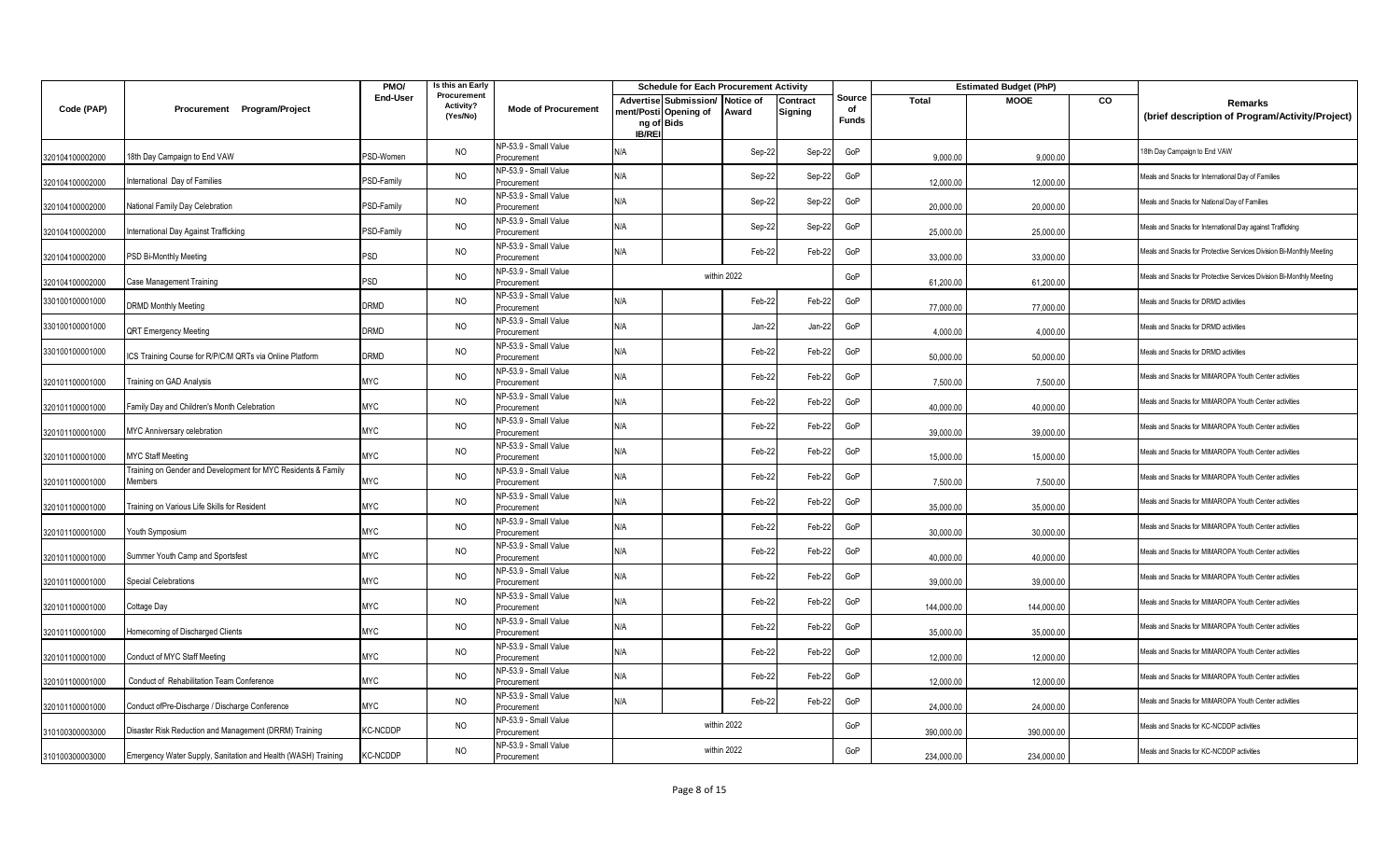| Code (PAP) | Procurement Program/Project | PMO/ End-User | Is this an Early Procurement Activity? (Yes/No) | Mode of Procurement | Schedule for Each Procurement Activity | | | | Source of Funds | Estimated Budget (PhP) | | | Remarks (brief description of Program/Activity/Project) |
|---|---|---|---|---|---|---|---|---|---|---|---|---|---|
| | | | | | Advertisement/Posting of IB/REI | Submission/ Opening of Bids | Notice of Award | Contract Signing | | Total | MOOE | CO | |
| 320104100002000 | 18th Day Campaign to End VAW | PSD-Women | NO | NP-53.9 - Small Value Procurement | N/A | | Sep-22 | Sep-22 | GoP | 9,000.00 | 9,000.00 | | 18th Day Campaign to End VAW |
| 320104100002000 | International Day of Families | PSD-Family | NO | NP-53.9 - Small Value Procurement | N/A | | Sep-22 | Sep-22 | GoP | 12,000.00 | 12,000.00 | | Meals and Snacks for International Day of Families |
| 320104100002000 | National Family Day Celebration | PSD-Family | NO | NP-53.9 - Small Value Procurement | N/A | | Sep-22 | Sep-22 | GoP | 20,000.00 | 20,000.00 | | Meals and Snacks for National Day of Families |
| 320104100002000 | International Day Against Trafficking | PSD-Family | NO | NP-53.9 - Small Value Procurement | N/A | | Sep-22 | Sep-22 | GoP | 25,000.00 | 25,000.00 | | Meals and Snacks for International Day against Trafficking |
| 320104100002000 | PSD Bi-Monthly Meeting | PSD | NO | NP-53.9 - Small Value Procurement | N/A | | Feb-22 | Feb-22 | GoP | 33,000.00 | 33,000.00 | | Meals and Snacks for Protective Services Division Bi-Monthly Meeting |
| 320104100002000 | Case Management Training | PSD | NO | NP-53.9 - Small Value Procurement | within 2022 | | | | GoP | 61,200.00 | 61,200.00 | | Meals and Snacks for Protective Services Division Bi-Monthly Meeting |
| 330100100001000 | DRMD Monthly Meeting | DRMD | NO | NP-53.9 - Small Value Procurement | N/A | | Feb-22 | Feb-22 | GoP | 77,000.00 | 77,000.00 | | Meals and Snacks for DRMD activities |
| 330100100001000 | QRT Emergency Meeting | DRMD | NO | NP-53.9 - Small Value Procurement | N/A | | Jan-22 | Jan-22 | GoP | 4,000.00 | 4,000.00 | | Meals and Snacks for DRMD activities |
| 330100100001000 | ICS Training Course for R/P/C/M QRTs via Online Platform | DRMD | NO | NP-53.9 - Small Value Procurement | N/A | | Feb-22 | Feb-22 | GoP | 50,000.00 | 50,000.00 | | Meals and Snacks for DRMD activities |
| 320101100001000 | Training on GAD Analysis | MYC | NO | NP-53.9 - Small Value Procurement | N/A | | Feb-22 | Feb-22 | GoP | 7,500.00 | 7,500.00 | | Meals and Snacks for MIMAROPA Youth Center activities |
| 320101100001000 | Family Day and Children's Month Celebration | MYC | NO | NP-53.9 - Small Value Procurement | N/A | | Feb-22 | Feb-22 | GoP | 40,000.00 | 40,000.00 | | Meals and Snacks for MIMAROPA Youth Center activities |
| 320101100001000 | MYC Anniversary celebration | MYC | NO | NP-53.9 - Small Value Procurement | N/A | | Feb-22 | Feb-22 | GoP | 39,000.00 | 39,000.00 | | Meals and Snacks for MIMAROPA Youth Center activities |
| 320101100001000 | MYC Staff Meeting | MYC | NO | NP-53.9 - Small Value Procurement | N/A | | Feb-22 | Feb-22 | GoP | 15,000.00 | 15,000.00 | | Meals and Snacks for MIMAROPA Youth Center activities |
| 320101100001000 | Training on Gender and Development for MYC Residents & Family Members | MYC | NO | NP-53.9 - Small Value Procurement | N/A | | Feb-22 | Feb-22 | GoP | 7,500.00 | 7,500.00 | | Meals and Snacks for MIMAROPA Youth Center activities |
| 320101100001000 | Training on Various Life Skills for Resident | MYC | NO | NP-53.9 - Small Value Procurement | N/A | | Feb-22 | Feb-22 | GoP | 35,000.00 | 35,000.00 | | Meals and Snacks for MIMAROPA Youth Center activities |
| 320101100001000 | Youth Symposium | MYC | NO | NP-53.9 - Small Value Procurement | N/A | | Feb-22 | Feb-22 | GoP | 30,000.00 | 30,000.00 | | Meals and Snacks for MIMAROPA Youth Center activities |
| 320101100001000 | Summer Youth Camp and Sportsfest | MYC | NO | NP-53.9 - Small Value Procurement | N/A | | Feb-22 | Feb-22 | GoP | 40,000.00 | 40,000.00 | | Meals and Snacks for MIMAROPA Youth Center activities |
| 320101100001000 | Special Celebrations | MYC | NO | NP-53.9 - Small Value Procurement | N/A | | Feb-22 | Feb-22 | GoP | 39,000.00 | 39,000.00 | | Meals and Snacks for MIMAROPA Youth Center activities |
| 320101100001000 | Cottage Day | MYC | NO | NP-53.9 - Small Value Procurement | N/A | | Feb-22 | Feb-22 | GoP | 144,000.00 | 144,000.00 | | Meals and Snacks for MIMAROPA Youth Center activities |
| 320101100001000 | Homecoming of Discharged Clients | MYC | NO | NP-53.9 - Small Value Procurement | N/A | | Feb-22 | Feb-22 | GoP | 35,000.00 | 35,000.00 | | Meals and Snacks for MIMAROPA Youth Center activities |
| 320101100001000 | Conduct of MYC Staff Meeting | MYC | NO | NP-53.9 - Small Value Procurement | N/A | | Feb-22 | Feb-22 | GoP | 12,000.00 | 12,000.00 | | Meals and Snacks for MIMAROPA Youth Center activities |
| 320101100001000 | Conduct of Rehabilitation Team Conference | MYC | NO | NP-53.9 - Small Value Procurement | N/A | | Feb-22 | Feb-22 | GoP | 12,000.00 | 12,000.00 | | Meals and Snacks for MIMAROPA Youth Center activities |
| 320101100001000 | Conduct ofPre-Discharge / Discharge Conference | MYC | NO | NP-53.9 - Small Value Procurement | N/A | | Feb-22 | Feb-22 | GoP | 24,000.00 | 24,000.00 | | Meals and Snacks for MIMAROPA Youth Center activities |
| 310100300003000 | Disaster Risk Reduction and Management (DRRM) Training | KC-NCDDP | NO | NP-53.9 - Small Value Procurement | within 2022 | | | | GoP | 390,000.00 | 390,000.00 | | Meals and Snacks for KC-NCDDP activities |
| 310100300003000 | Emergency Water Supply, Sanitation and Health (WASH) Training | KC-NCDDP | NO | NP-53.9 - Small Value Procurement | within 2022 | | | | GoP | 234,000.00 | 234,000.00 | | Meals and Snacks for KC-NCDDP activities |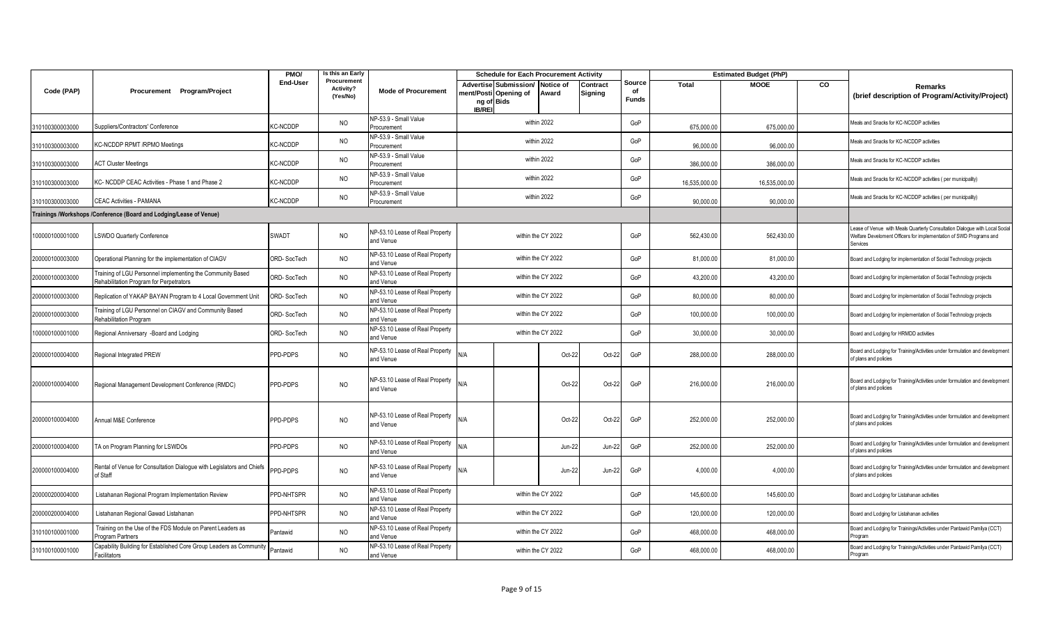| Code (PAP) | Procurement Program/Project | PMO/ End-User | Is this an Early Procurement Activity? (Yes/No) | Mode of Procurement | Schedule for Each Procurement Activity | | | | Source of Funds | Estimated Budget (PhP) | | | Remarks (brief description of Program/Activity/Project) |
|---|---|---|---|---|---|---|---|---|---|---|---|---|---|
| | | | | | Advertisement/Posting of IB/REI | Submission/ Opening of Bids | Notice of Award | Contract Signing | | Total | MOOE | CO | |
| 310100300003000 | Suppliers/Contractors' Conference | KC-NCDDP | NO | NP-53.9 - Small Value Procurement | within 2022 | | | | GoP | 675,000.00 | 675,000.00 | | Meals and Snacks for KC-NCDDP activities |
| 310100300003000 | KC-NCDDP RPMT /RPMO Meetings | KC-NCDDP | NO | NP-53.9 - Small Value Procurement | within 2022 | | | | GoP | 96,000.00 | 96,000.00 | | Meals and Snacks for KC-NCDDP activities |
| 310100300003000 | ACT Cluster Meetings | KC-NCDDP | NO | NP-53.9 - Small Value Procurement | within 2022 | | | | GoP | 386,000.00 | 386,000.00 | | Meals and Snacks for KC-NCDDP activities |
| 310100300003000 | KC- NCDDP CEAC Activities - Phase 1 and Phase 2 | KC-NCDDP | NO | NP-53.9 - Small Value Procurement | within 2022 | | | | GoP | 16,535,000.00 | 16,535,000.00 | | Meals and Snacks for KC-NCDDP activities ( per municipality) |
| 310100300003000 | CEAC Activities - PAMANA | KC-NCDDP | NO | NP-53.9 - Small Value Procurement | within 2022 | | | | GoP | 90,000.00 | 90,000.00 | | Meals and Snacks for KC-NCDDP activities ( per municipality) |
| | **Trainings /Workshops /Conference (Board and Lodging/Lease of Venue)** | | | | | | | | | | | | |
| 100000100001000 | LSWDO Quarterly Conference | SWADT | NO | NP-53.10 Lease of Real Property and Venue | within the CY 2022 | | | | GoP | 562,430.00 | 562,430.00 | | Lease of Venue with Meals Quarterly Consultation Dialogue with Local Social Welfare Develoment Officers for implementation of SWD Programs and Services |
| 200000100003000 | Operational Planning for the implementation of CIAGV | ORD- SocTech | NO | NP-53.10 Lease of Real Property and Venue | within the CY 2022 | | | | GoP | 81,000.00 | 81,000.00 | | Board and Lodging for implementation of Social Technology projects |
| 200000100003000 | Training of LGU Personnel implementing the Community Based Rehabilitation Program for Perpetrators | ORD- SocTech | NO | NP-53.10 Lease of Real Property and Venue | within the CY 2022 | | | | GoP | 43,200.00 | 43,200.00 | | Board and Lodging for implementation of Social Technology projects |
| 200000100003000 | Replication of YAKAP BAYAN Program to 4 Local Government Unit | ORD- SocTech | NO | NP-53.10 Lease of Real Property and Venue | within the CY 2022 | | | | GoP | 80,000.00 | 80,000.00 | | Board and Lodging for implementation of Social Technology projects |
| 200000100003000 | Training of LGU Personnel on CIAGV and Community Based Rehabilitation Program | ORD- SocTech | NO | NP-53.10 Lease of Real Property and Venue | within the CY 2022 | | | | GoP | 100,000.00 | 100,000.00 | | Board and Lodging for implementation of Social Technology projects |
| 100000100001000 | Regional Anniversary -Board and Lodging | ORD- SocTech | NO | NP-53.10 Lease of Real Property and Venue | within the CY 2022 | | | | GoP | 30,000.00 | 30,000.00 | | Board and Lodging for HRMDD activities |
| 200000100004000 | Regional Integrated PREW | PPD-PDPS | NO | NP-53.10 Lease of Real Property and Venue | N/A | | Oct-22 | Oct-22 | GoP | 288,000.00 | 288,000.00 | | Board and Lodging for Training/Activities under formulation and development of plans and policies |
| 200000100004000 | Regional Management Development Conference (RMDC) | PPD-PDPS | NO | NP-53.10 Lease of Real Property and Venue | N/A | | Oct-22 | Oct-22 | GoP | 216,000.00 | 216,000.00 | | Board and Lodging for Training/Activities under formulation and development of plans and policies |
| 200000100004000 | Annual M&E Conference | PPD-PDPS | NO | NP-53.10 Lease of Real Property and Venue | N/A | | Oct-22 | Oct-22 | GoP | 252,000.00 | 252,000.00 | | Board and Lodging for Training/Activities under formulation and development of plans and policies |
| 200000100004000 | TA on Program Planning for LSWDOs | PPD-PDPS | NO | NP-53.10 Lease of Real Property and Venue | N/A | | Jun-22 | Jun-22 | GoP | 252,000.00 | 252,000.00 | | Board and Lodging for Training/Activities under formulation and development of plans and policies |
| 200000100004000 | Rental of Venue for Consultation Dialogue with Legislators and Chiefs of Staff | PPD-PDPS | NO | NP-53.10 Lease of Real Property and Venue | N/A | | Jun-22 | Jun-22 | GoP | 4,000.00 | 4,000.00 | | Board and Lodging for Training/Activities under formulation and development of plans and policies |
| 200000200004000 | Listahanan Regional Program Implementation Review | PPD-NHTSPR | NO | NP-53.10 Lease of Real Property and Venue | within the CY 2022 | | | | GoP | 145,600.00 | 145,600.00 | | Board and Lodging for Listahanan activities |
| 200000200004000 | Listahanan Regional Gawad Listahanan | PPD-NHTSPR | NO | NP-53.10 Lease of Real Property and Venue | within the CY 2022 | | | | GoP | 120,000.00 | 120,000.00 | | Board and Lodging for Listahanan activities |
| 310100100001000 | Training on the Use of the FDS Module on Parent Leaders as Program Partners | Pantawid | NO | NP-53.10 Lease of Real Property and Venue | within the CY 2022 | | | | GoP | 468,000.00 | 468,000.00 | | Board and Lodging for Trainings/Activities under Pantawid Pamilya (CCT) Program |
| 310100100001000 | Capability Building for Established Core Group Leaders as Community Facilitators | Pantawid | NO | NP-53.10 Lease of Real Property and Venue | within the CY 2022 | | | | GoP | 468,000.00 | 468,000.00 | | Board and Lodging for Trainings/Activities under Pantawid Pamilya (CCT) Program |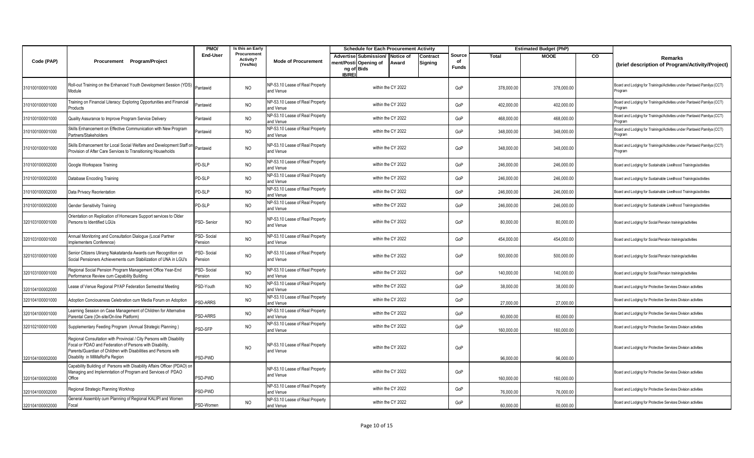| Code (PAP) | Procurement Program/Project | PMO/ End-User | Is this an Early Procurement Activity? (Yes/No) | Mode of Procurement | Schedule for Each Procurement Activity | | | | Source of Funds | Estimated Budget (PhP) | | | Remarks (brief description of Program/Activity/Project) |
|---|---|---|---|---|---|---|---|---|---|---|---|---|---|
| | | | | | Advertisement/Posting of IB/REI | Submission/ Opening of Bids | Notice of Award | Contract Signing | | Total | MOOE | CO | |
| 310100100001000 | Roll-out Training on the Enhanced Youth Development Session (YDS) Module | Pantawid | NO | NP-53.10 Lease of Real Property and Venue | within the CY 2022 | | | | GoP | 378,000.00 | 378,000.00 | | Board and Lodging for Trainings/Activities under Pantawid Pamilya (CCT) Program |
| 310100100001000 | Training on Financial Literacy: Exploring Opportunities and Financial Products | Pantawid | NO | NP-53.10 Lease of Real Property and Venue | within the CY 2022 | | | | GoP | 402,000.00 | 402,000.00 | | Board and Lodging for Trainings/Activities under Pantawid Pamilya (CCT) Program |
| 310100100001000 | Quality Assurance to Improve Program Service Delivery | Pantawid | NO | NP-53.10 Lease of Real Property and Venue | within the CY 2022 | | | | GoP | 468,000.00 | 468,000.00 | | Board and Lodging for Trainings/Activities under Pantawid Pamilya (CCT) Program |
| 310100100001000 | Skills Enhancement on Effective Communication with New Program Partners/Stakeholders | Pantawid | NO | NP-53.10 Lease of Real Property and Venue | within the CY 2022 | | | | GoP | 348,000.00 | 348,000.00 | | Board and Lodging for Trainings/Activities under Pantawid Pamilya (CCT) Program |
| 310100100001000 | Skills Enhancement for Local Social Welfare and Development Staff on Provision of After Care Services to Transitioning Households | Pantawid | NO | NP-53.10 Lease of Real Property and Venue | within the CY 2022 | | | | GoP | 348,000.00 | 348,000.00 | | Board and Lodging for Trainings/Activities under Pantawid Pamilya (CCT) Program |
| 310100100002000 | Google Workspace Training | PD-SLP | NO | NP-53.10 Lease of Real Property and Venue | within the CY 2022 | | | | GoP | 246,000.00 | 246,000.00 | | Board and Lodging for Sustainable Livelihood Trainings/activities |
| 310100100002000 | Database Encoding Training | PD-SLP | NO | NP-53.10 Lease of Real Property and Venue | within the CY 2022 | | | | GoP | 246,000.00 | 246,000.00 | | Board and Lodging for Sustainable Livelihood Trainings/activities |
| 310100100002000 | Data Privacy Reorientation | PD-SLP | NO | NP-53.10 Lease of Real Property and Venue | within the CY 2022 | | | | GoP | 246,000.00 | 246,000.00 | | Board and Lodging for Sustainable Livelihood Trainings/activities |
| 310100100002000 | Gender Sensitivity Training | PD-SLP | NO | NP-53.10 Lease of Real Property and Venue | within the CY 2022 | | | | GoP | 246,000.00 | 246,000.00 | | Board and Lodging for Sustainable Livelihood Trainings/activities |
| 320103100001000 | Orientation on Replication of Homecare Support services to Older Persons to Identified LGUs | PSD- Senior | NO | NP-53.10 Lease of Real Property and Venue | within the CY 2022 | | | | GoP | 80,000.00 | 80,000.00 | | Board and Lodging for Social Pension trainings/activities |
| 320103100001000 | Annual Monitoring and Consultation Dialogue (Local Partner Implementers Conference) | PSD- Social Pension | NO | NP-53.10 Lease of Real Property and Venue | within the CY 2022 | | | | GoP | 454,000.00 | 454,000.00 | | Board and Lodging for Social Pension trainings/activities |
| 320103100001000 | Senior Citizens Ulirang Nakatatanda Awards cum Recognition on Social Pensioners Achievements cum Stabilization of UNA in LGU's | PSD- Social Pension | NO | NP-53.10 Lease of Real Property and Venue | within the CY 2022 | | | | GoP | 500,000.00 | 500,000.00 | | Board and Lodging for Social Pension trainings/activities |
| 320103100001000 | Regional Social Pension Program Management Office Year-End Performance Review cum Capability Building | PSD- Social Pension | NO | NP-53.10 Lease of Real Property and Venue | within the CY 2022 | | | | GoP | 140,000.00 | 140,000.00 | | Board and Lodging for Social Pension trainings/activities |
| 320104100002000 | Lease of Venue Regional PYAP Federation Semestral Meeting | PSD-Youth | NO | NP-53.10 Lease of Real Property and Venue | within the CY 2022 | | | | GoP | 38,000.00 | 38,000.00 | | Board and Lodging for Protective Services Division activities |
| 320104100001000 | Adoption Conciousness Celebration cum Media Forum on Adoption | PSD-ARRS | NO | NP-53.10 Lease of Real Property and Venue | within the CY 2022 | | | | GoP | 27,000.00 | 27,000.00 | | Board and Lodging for Protective Services Division activities |
| 320104100001000 | Learning Session on Case Management of Children for Alternative Parental Care (On-site/On-line Platform) | PSD-ARRS | NO | NP-53.10 Lease of Real Property and Venue | within the CY 2022 | | | | GoP | 60,000.00 | 60,000.00 | | Board and Lodging for Protective Services Division activities |
| 320102100001000 | Supplementary Feeding Program (Annual Strategic Planning ) | PSD-SFP | NO | NP-53.10 Lease of Real Property and Venue | within the CY 2022 | | | | GoP | 160,000.00 | 160,000.00 | | Board and Lodging for Protective Services Division activities |
| 320104100002000 | Regional Consultation with Provincial / City Persons with Disability Focal or PDAO and Federation of Persons with Disability, Parents/Guardian of Children with Disabilities and Persons with Disability in MiMaRoPa Region | PSD-PWD | NO | NP-53.10 Lease of Real Property and Venue | within the CY 2022 | | | | GoP | 96,000.00 | 96,000.00 | | Board and Lodging for Protective Services Division activities |
| 320104100002000 | Capability Building of Persons with Disability Affairs Officer (PDAO) on Managing and Implemntation of Program and Services of PDAO Office | PSD-PWD | | NP-53.10 Lease of Real Property and Venue | within the CY 2022 | | | | GoP | 160,000.00 | 160,000.00 | | Board and Lodging for Protective Services Division activities |
| 320104100002000 | Regional Strategic Planning Workhop | PSD-PWD | | NP-53.10 Lease of Real Property and Venue | within the CY 2022 | | | | GoP | 76,000.00 | 76,000.00 | | Board and Lodging for Protective Services Division activities |
| 320104100002000 | General Assembly cum Planning of Regional KALIPI and Women Focal | PSD-Women | NO | NP-53.10 Lease of Real Property and Venue | within the CY 2022 | | | | GoP | 60,000.00 | 60,000.00 | | Board and Lodging for Protective Services Division activities |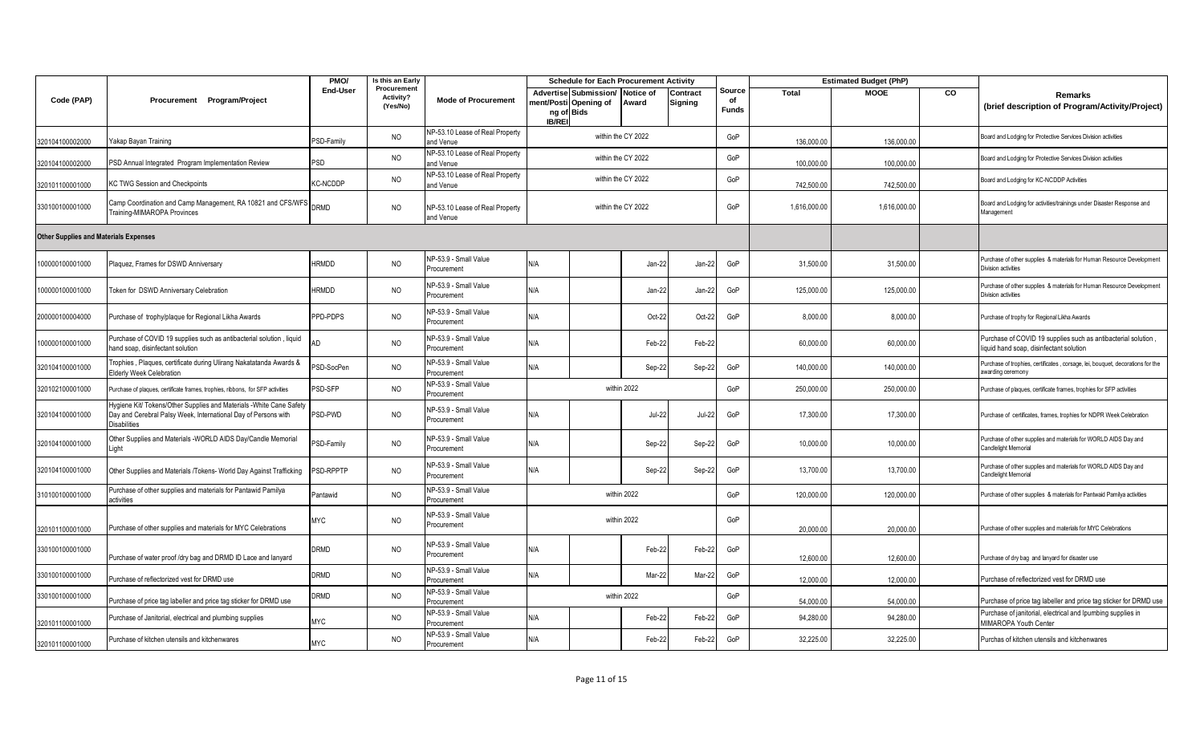| Code (PAP) | Procurement Program/Project | PMO/ End-User | Is this an Early Procurement Activity? (Yes/No) | Mode of Procurement | Schedule for Each Procurement Activity | | | | Source of Funds | Estimated Budget (PhP) | | | Remarks (brief description of Program/Activity/Project) |
|---|---|---|---|---|---|---|---|---|---|---|---|---|---|
| | | | | | Advertisement/Posting of IB/REI | Submission/ Opening of Bids | Notice of Award | Contract Signing | | Total | MOOE | CO | |
| 320104100002000 | Yakap Bayan Training | PSD-Family | NO | NP-53.10 Lease of Real Property and Venue | within the CY 2022 | | | | GoP | 136,000.00 | 136,000.00 | | Board and Lodging for Protective Services Division activities |
| 320104100002000 | PSD Annual Integrated Program Implementation Review | PSD | NO | NP-53.10 Lease of Real Property and Venue | within the CY 2022 | | | | GoP | 100,000.00 | 100,000.00 | | Board and Lodging for Protective Services Division activities |
| 320101100001000 | KC TWG Session and Checkpoints | KC-NCDDP | NO | NP-53.10 Lease of Real Property and Venue | within the CY 2022 | | | | GoP | 742,500.00 | 742,500.00 | | Board and Lodging for KC-NCDDP Activities |
| 330100100001000 | Camp Coordination and Camp Management, RA 10821 and CFS/WFS Training-MIMAROPA Provinces | DRMD | NO | NP-53.10 Lease of Real Property and Venue | within the CY 2022 | | | | GoP | 1,616,000.00 | 1,616,000.00 | | Board and Lodging for activities/trainings under Disaster Response and Management |
| **Other Supplies and Materials Expenses** | | | | | | | | | | | | | |
| 100000100001000 | Plaquez, Frames for DSWD Anniversary | HRMDD | NO | NP-53.9 - Small Value Procurement | N/A | | Jan-22 | Jan-22 | GoP | 31,500.00 | 31,500.00 | | Purchase of other supplies & materials for Human Resource Development Division activities |
| 100000100001000 | Token for DSWD Anniversary Celebration | HRMDD | NO | NP-53.9 - Small Value Procurement | N/A | | Jan-22 | Jan-22 | GoP | 125,000.00 | 125,000.00 | | Purchase of other supplies & materials for Human Resource Development Division activities |
| 200000100004000 | Purchase of trophy/plaque for Regional Likha Awards | PPD-PDPS | NO | NP-53.9 - Small Value Procurement | N/A | | Oct-22 | Oct-22 | GoP | 8,000.00 | 8,000.00 | | Purchase of trophy for Regional Likha Awards |
| 100000100001000 | Purchase of COVID 19 supplies such as antibacterial solution , liquid hand soap, disinfectant solution | AD | NO | NP-53.9 - Small Value Procurement | N/A | | Feb-22 | Feb-22 | | 60,000.00 | 60,000.00 | | Purchase of COVID 19 supplies such as antibacterial solution , liquid hand soap, disinfectant solution |
| 320104100001000 | Trophies , Plaques, certificate during Ulirang Nakatatanda Awards & Elderly Week Celebration | PSD-SocPen | NO | NP-53.9 - Small Value Procurement | N/A | | Sep-22 | Sep-22 | GoP | 140,000.00 | 140,000.00 | | Purchase of trophies, certificates , corsage, lei, bouquet, decorations for the awarding ceremony |
| 320102100001000 | Purchase of plaques, certificate frames, trophies, ribbons, for SFP activities | PSD-SFP | NO | NP-53.9 - Small Value Procurement | within 2022 | | | | GoP | 250,000.00 | 250,000.00 | | Purchase of plaques, certificate frames, trophies for SFP activities |
| 320104100001000 | Hygiene Kit/ Tokens/Other Supplies and Materials -White Cane Safety Day and Cerebral Palsy Week, International Day of Persons with Disabilities | PSD-PWD | NO | NP-53.9 - Small Value Procurement | N/A | | Jul-22 | Jul-22 | GoP | 17,300.00 | 17,300.00 | | Purchase of certificates, frames, trophies for NDPR Week Celebration |
| 320104100001000 | Other Supplies and Materials -WORLD AIDS Day/Candle Memorial Light | PSD-Family | NO | NP-53.9 - Small Value Procurement | N/A | | Sep-22 | Sep-22 | GoP | 10,000.00 | 10,000.00 | | Purchase of other supplies and materials for WORLD AIDS Day and Candlelight Memorial |
| 320104100001000 | Other Supplies and Materials /Tokens- World Day Against Trafficking | PSD-RPPTP | NO | NP-53.9 - Small Value Procurement | N/A | | Sep-22 | Sep-22 | GoP | 13,700.00 | 13,700.00 | | Purchase of other supplies and materials for WORLD AIDS Day and Candlelight Memorial |
| 310100100001000 | Purchase of other supplies and materials for Pantawid Pamilya activities | Pantawid | NO | NP-53.9 - Small Value Procurement | within 2022 | | | | GoP | 120,000.00 | 120,000.00 | | Purchase of other supplies & materials for Pantwaid Pamilya activities |
| 320101100001000 | Purchase of other supplies and materials for MYC Celebrations | MYC | NO | NP-53.9 - Small Value Procurement | within 2022 | | | | GoP | 20,000.00 | 20,000.00 | | Purchase of other supplies and materials for MYC Celebrations |
| 330100100001000 | Purchase of water proof /dry bag and DRMD ID Lace and lanyard | DRMD | NO | NP-53.9 - Small Value Procurement | N/A | | Feb-22 | Feb-22 | GoP | 12,600.00 | 12,600.00 | | Purchase of dry bag and lanyard for disaster use |
| 330100100001000 | Purchase of reflectorized vest for DRMD use | DRMD | NO | NP-53.9 - Small Value Procurement | N/A | | Mar-22 | Mar-22 | GoP | 12,000.00 | 12,000.00 | | Purchase of reflectorized vest for DRMD use |
| 330100100001000 | Purchase of price tag labeller and price tag sticker for DRMD use | DRMD | NO | NP-53.9 - Small Value Procurement | within 2022 | | | | GoP | 54,000.00 | 54,000.00 | | Purchase of price tag labeller and price tag sticker for DRMD use |
| 320101100001000 | Purchase of Janitorial, electrical and plumbing supplies | MYC | NO | NP-53.9 - Small Value Procurement | N/A | | Feb-22 | Feb-22 | GoP | 94,280.00 | 94,280.00 | | Purchase of janitorial, electrical and lpumbing supplies in MIMAROPA Youth Center |
| 320101100001000 | Purchase of kitchen utensils and kitchenwares | MYC | NO | NP-53.9 - Small Value Procurement | N/A | | Feb-22 | Feb-22 | GoP | 32,225.00 | 32,225.00 | | Purchas of kitchen utensils and kitchenwares |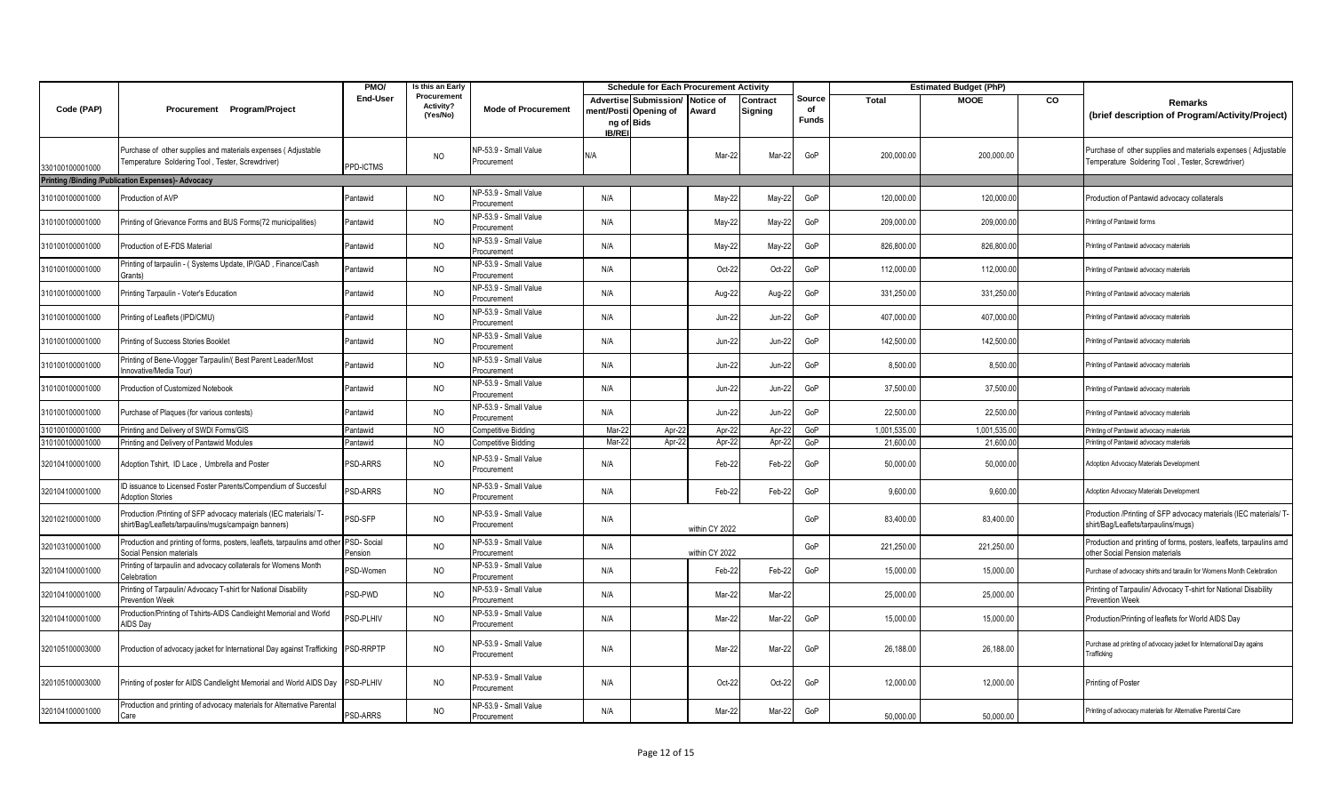| Code (PAP) | Procurement Program/Project | PMO/ End-User | Is this an Early Procurement Activity? (Yes/No) | Mode of Procurement | Schedule for Each Procurement Activity | | | | Source of Funds | Estimated Budget (PhP) | | | Remarks (brief description of Program/Activity/Project) |
|---|---|---|---|---|---|---|---|---|---|---|---|---|---|
| | | | | | Advertisement/Posting of IB/REI | Submission/ Opening of Bids | Notice of Award | Contract Signing | | Total | MOOE | CO | |
| 330100100001000 | Purchase of other supplies and materials expenses ( Adjustable Temperature Soldering Tool , Tester, Screwdriver) | PPD-ICTMS | NO | NP-53.9 - Small Value Procurement | N/A | | Mar-22 | Mar-22 | GoP | 200,000.00 | 200,000.00 | | Purchase of other supplies and materials expenses ( Adjustable Temperature Soldering Tool , Tester, Screwdriver) |
| **Printing /Binding /Publication Expenses)- Advocacy** | | | | | | | | | | | | | |
| 310100100001000 | Production of AVP | Pantawid | NO | NP-53.9 - Small Value Procurement | N/A | | May-22 | May-22 | GoP | 120,000.00 | 120,000.00 | | Production of Pantawid advocacy collaterals |
| 310100100001000 | Printing of Grievance Forms and BUS Forms(72 municipalities) | Pantawid | NO | NP-53.9 - Small Value Procurement | N/A | | May-22 | May-22 | GoP | 209,000.00 | 209,000.00 | | Printing of Pantawid forms |
| 310100100001000 | Production of E-FDS Material | Pantawid | NO | NP-53.9 - Small Value Procurement | N/A | | May-22 | May-22 | GoP | 826,800.00 | 826,800.00 | | Printing of Pantawid advocacy materials |
| 310100100001000 | Printing of tarpaulin - ( Systems Update, IP/GAD , Finance/Cash Grants) | Pantawid | NO | NP-53.9 - Small Value Procurement | N/A | | Oct-22 | Oct-22 | GoP | 112,000.00 | 112,000.00 | | Printing of Pantawid advocacy materials |
| 310100100001000 | Printing Tarpaulin - Voter's Education | Pantawid | NO | NP-53.9 - Small Value Procurement | N/A | | Aug-22 | Aug-22 | GoP | 331,250.00 | 331,250.00 | | Printing of Pantawid advocacy materials |
| 310100100001000 | Printing of Leaflets (IPD/CMU) | Pantawid | NO | NP-53.9 - Small Value Procurement | N/A | | Jun-22 | Jun-22 | GoP | 407,000.00 | 407,000.00 | | Printing of Pantawid advocacy materials |
| 310100100001000 | Printing of Success Stories Booklet | Pantawid | NO | NP-53.9 - Small Value Procurement | N/A | | Jun-22 | Jun-22 | GoP | 142,500.00 | 142,500.00 | | Printing of Pantawid advocacy materials |
| 310100100001000 | Printing of Bene-Vlogger Tarpaulin/( Best Parent Leader/Most Innovative/Media Tour) | Pantawid | NO | NP-53.9 - Small Value Procurement | N/A | | Jun-22 | Jun-22 | GoP | 8,500.00 | 8,500.00 | | Printing of Pantawid advocacy materials |
| 310100100001000 | Production of Customized Notebook | Pantawid | NO | NP-53.9 - Small Value Procurement | N/A | | Jun-22 | Jun-22 | GoP | 37,500.00 | 37,500.00 | | Printing of Pantawid advocacy materials |
| 310100100001000 | Purchase of Plaques (for various contests) | Pantawid | NO | NP-53.9 - Small Value Procurement | N/A | | Jun-22 | Jun-22 | GoP | 22,500.00 | 22,500.00 | | Printing of Pantawid advocacy materials |
| 310100100001000 | Printing and Delivery of SWDI Forms/GIS | Pantawid | NO | Competitive Bidding | Mar-22 | Apr-22 | Apr-22 | Apr-22 | GoP | 1,001,535.00 | 1,001,535.00 | | Printing of Pantawid advocacy materials |
| 310100100001000 | Printing and Delivery of Pantawid Modules | Pantawid | NO | Competitive Bidding | Mar-22 | Apr-22 | Apr-22 | Apr-22 | GoP | 21,600.00 | 21,600.00 | | Printing of Pantawid advocacy materials |
| 320104100001000 | Adoption Tshirt, ID Lace , Umbrella and Poster | PSD-ARRS | NO | NP-53.9 - Small Value Procurement | N/A | | Feb-22 | Feb-22 | GoP | 50,000.00 | 50,000.00 | | Adoption Advocacy Materials Development |
| 320104100001000 | ID issuance to Licensed Foster Parents/Compendium of Succesful Adoption Stories | PSD-ARRS | NO | NP-53.9 - Small Value Procurement | N/A | | Feb-22 | Feb-22 | GoP | 9,600.00 | 9,600.00 | | Adoption Advocacy Materials Development |
| 320102100001000 | Production /Printing of SFP advocacy materials (IEC materials/ T-shirt/Bag/Leaflets/tarpaulins/mugs/campaign banners) | PSD-SFP | NO | NP-53.9 - Small Value Procurement | N/A | | within CY 2022 | | GoP | 83,400.00 | 83,400.00 | | Production /Printing of SFP advocacy materials (IEC materials/ T-shirt/Bag/Leaflets/tarpaulins/mugs) |
| 320103100001000 | Production and printing of forms, posters, leaflets, tarpaulins amd other Social Pension materials | PSD- Social Pension | NO | NP-53.9 - Small Value Procurement | N/A | | within CY 2022 | | GoP | 221,250.00 | 221,250.00 | | Production and printing of forms, posters, leaflets, tarpaulins amd other Social Pension materials |
| 320104100001000 | Printing of tarpaulin and advocacy collaterals for Womens Month Celebration | PSD-Women | NO | NP-53.9 - Small Value Procurement | N/A | | Feb-22 | Feb-22 | GoP | 15,000.00 | 15,000.00 | | Purchase of advocacy shirts and taraulin for Womens Month Celebration |
| 320104100001000 | Printing of Tarpaulin/ Advocacy T-shirt for National Disability Prevention Week | PSD-PWD | NO | NP-53.9 - Small Value Procurement | N/A | | Mar-22 | Mar-22 | | 25,000.00 | 25,000.00 | | Printing of Tarpaulin/ Advocacy T-shirt for National Disability Prevention Week |
| 320104100001000 | Production/Printing of Tshirts-AIDS Candleight Memorial and World AIDS Day | PSD-PLHIV | NO | NP-53.9 - Small Value Procurement | N/A | | Mar-22 | Mar-22 | GoP | 15,000.00 | 15,000.00 | | Production/Printing of leaflets for World AIDS Day |
| 320105100003000 | Production of advocacy jacket for International Day against Trafficking | PSD-RRPTP | NO | NP-53.9 - Small Value Procurement | N/A | | Mar-22 | Mar-22 | GoP | 26,188.00 | 26,188.00 | | Purchase ad printing of advocacy jacket for International Day agains Trafficking |
| 320105100003000 | Printing of poster for AIDS Candlelight Memorial and World AIDS Day | PSD-PLHIV | NO | NP-53.9 - Small Value Procurement | N/A | | Oct-22 | Oct-22 | GoP | 12,000.00 | 12,000.00 | | Printing of Poster |
| 320104100001000 | Production and printing of advocacy materials for Alternative Parental Care | PSD-ARRS | NO | NP-53.9 - Small Value Procurement | N/A | | Mar-22 | Mar-22 | GoP | 50,000.00 | 50,000.00 | | Printing of advocacy materials for Alternative Parental Care |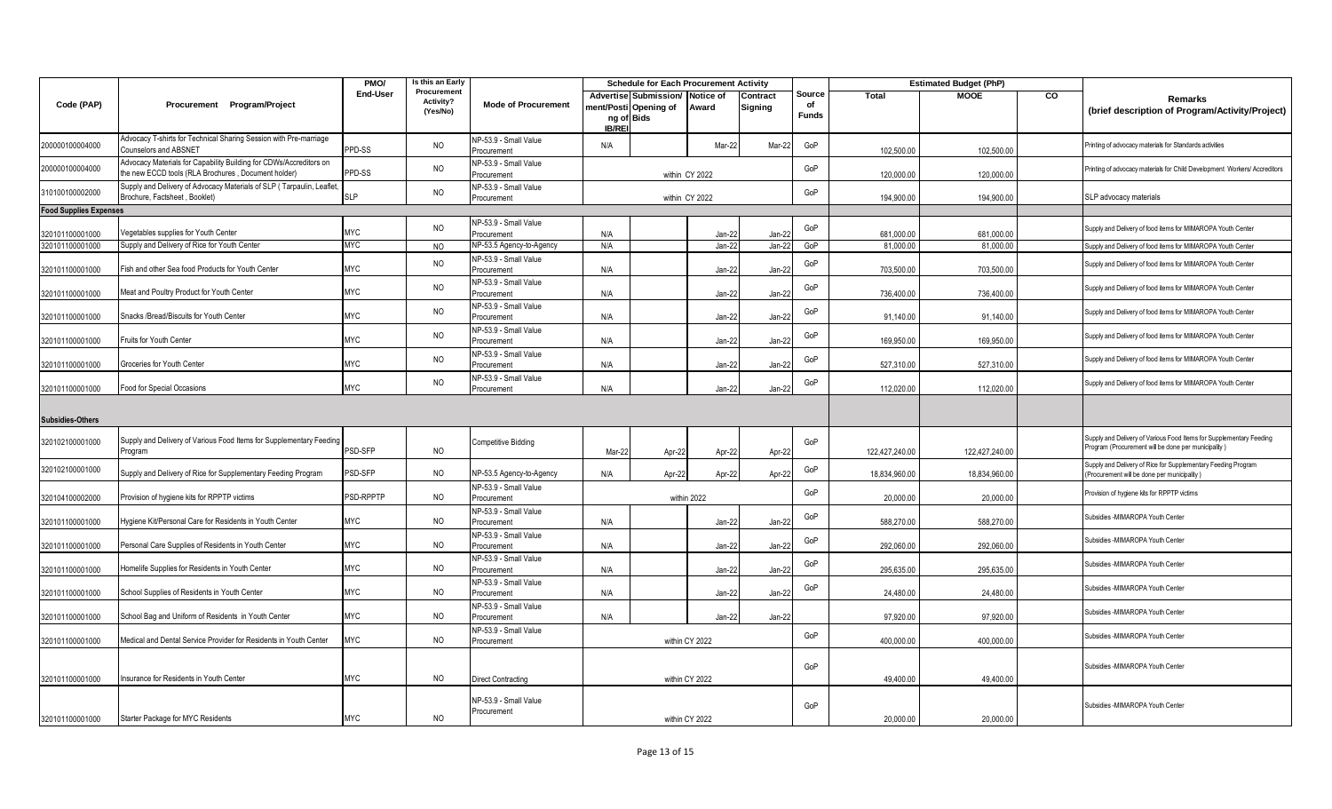| Code (PAP) | Procurement Program/Project | PMO/ End-User | Is this an Early Procurement Activity? (Yes/No) | Mode of Procurement | Schedule for Each Procurement Activity | | | | Source of Funds | Estimated Budget (PhP) | | | Remarks (brief description of Program/Activity/Project) |
|---|---|---|---|---|---|---|---|---|---|---|---|---|---|
| | | | | | Advertisement/Posting of IB/REI | Submission/ Opening of Bids | Notice of Award | Contract Signing | | Total | MOOE | CO | |
| 200000100004000 | Advocacy T-shirts for Technical Sharing Session with Pre-marriage Counselors and ABSNET | PPD-SS | NO | NP-53.9 - Small Value Procurement | N/A | | Mar-22 | Mar-22 | GoP | 102,500.00 | 102,500.00 | | Printing of advocacy materials for Standards activities |
| 200000100004000 | Advocacy Materials for Capability Building for CDWs/Accreditors on the new ECCD tools (RLA Brochures , Document holder) | PPD-SS | NO | NP-53.9 - Small Value Procurement | within CY 2022 | | | | GoP | 120,000.00 | 120,000.00 | | Printing of advocacy materials for Child Development Workers/ Accreditors |
| 310100100002000 | Supply and Delivery of Advocacy Materials of SLP ( Tarpaulin, Leaflet, Brochure, Factsheet , Booklet) | SLP | NO | NP-53.9 - Small Value Procurement | within CY 2022 | | | | GoP | 194,900.00 | 194,900.00 | | SLP advocacy materials |
| **Food Supplies Expenses** | | | | | | | | | | | | | |
| 320101100001000 | Vegetables supplies for Youth Center | MYC | NO | NP-53.9 - Small Value Procurement | N/A | | Jan-22 | Jan-22 | GoP | 681,000.00 | 681,000.00 | | Supply and Delivery of food items for MIMAROPA Youth Center |
| 320101100001000 | Supply and Delivery of Rice for Youth Center | MYC | NO | NP-53.5 Agency-to-Agency | N/A | | Jan-22 | Jan-22 | GoP | 81,000.00 | 81,000.00 | | Supply and Delivery of food items for MIMAROPA Youth Center |
| 320101100001000 | Fish and other Sea food Products for Youth Center | MYC | NO | NP-53.9 - Small Value Procurement | N/A | | Jan-22 | Jan-22 | GoP | 703,500.00 | 703,500.00 | | Supply and Delivery of food items for MIMAROPA Youth Center |
| 320101100001000 | Meat and Poultry Product for Youth Center | MYC | NO | NP-53.9 - Small Value Procurement | N/A | | Jan-22 | Jan-22 | GoP | 736,400.00 | 736,400.00 | | Supply and Delivery of food items for MIMAROPA Youth Center |
| 320101100001000 | Snacks /Bread/Biscuits for Youth Center | MYC | NO | NP-53.9 - Small Value Procurement | N/A | | Jan-22 | Jan-22 | GoP | 91,140.00 | 91,140.00 | | Supply and Delivery of food items for MIMAROPA Youth Center |
| 320101100001000 | Fruits for Youth Center | MYC | NO | NP-53.9 - Small Value Procurement | N/A | | Jan-22 | Jan-22 | GoP | 169,950.00 | 169,950.00 | | Supply and Delivery of food items for MIMAROPA Youth Center |
| 320101100001000 | Groceries for Youth Center | MYC | NO | NP-53.9 - Small Value Procurement | N/A | | Jan-22 | Jan-22 | GoP | 527,310.00 | 527,310.00 | | Supply and Delivery of food items for MIMAROPA Youth Center |
| 320101100001000 | Food for Special Occasions | MYC | NO | NP-53.9 - Small Value Procurement | N/A | | Jan-22 | Jan-22 | GoP | 112,020.00 | 112,020.00 | | Supply and Delivery of food items for MIMAROPA Youth Center |
| **Subsidies-Others** | | | | | | | | | | | | | |
| 320102100001000 | Supply and Delivery of Various Food Items for Supplementary Feeding Program | PSD-SFP | NO | Competitive Bidding | Mar-22 | Apr-22 | Apr-22 | Apr-22 | GoP | 122,427,240.00 | 122,427,240.00 | | Supply and Delivery of Various Food Items for Supplementary Feeding Program (Procurement will be done per municipality ) |
| 320102100001000 | Supply and Delivery of Rice for Supplementary Feeding Program | PSD-SFP | NO | NP-53.5 Agency-to-Agency | N/A | Apr-22 | Apr-22 | Apr-22 | GoP | 18,834,960.00 | 18,834,960.00 | | Supply and Delivery of Rice for Supplementary Feeding Program (Procurement will be done per municipality ) |
| 320104100002000 | Provision of hygiene kits for RPPTP victims | PSD-RPPTP | NO | NP-53.9 - Small Value Procurement | within 2022 | | | | GoP | 20,000.00 | 20,000.00 | | Provision of hygiene kits for RPPTP victims |
| 320101100001000 | Hygiene Kit/Personal Care for Residents in Youth Center | MYC | NO | NP-53.9 - Small Value Procurement | N/A | | Jan-22 | Jan-22 | GoP | 588,270.00 | 588,270.00 | | Subsidies -MIMAROPA Youth Center |
| 320101100001000 | Personal Care Supplies of Residents in Youth Center | MYC | NO | NP-53.9 - Small Value Procurement | N/A | | Jan-22 | Jan-22 | GoP | 292,060.00 | 292,060.00 | | Subsidies -MIMAROPA Youth Center |
| 320101100001000 | Homelife Supplies for Residents in Youth Center | MYC | NO | NP-53.9 - Small Value Procurement | N/A | | Jan-22 | Jan-22 | GoP | 295,635.00 | 295,635.00 | | Subsidies -MIMAROPA Youth Center |
| 320101100001000 | School Supplies of Residents in Youth Center | MYC | NO | NP-53.9 - Small Value Procurement | N/A | | Jan-22 | Jan-22 | GoP | 24,480.00 | 24,480.00 | | Subsidies -MIMAROPA Youth Center |
| 320101100001000 | School Bag and Uniform of Residents in Youth Center | MYC | NO | NP-53.9 - Small Value Procurement | N/A | | Jan-22 | Jan-22 | | 97,920.00 | 97,920.00 | | Subsidies -MIMAROPA Youth Center |
| 320101100001000 | Medical and Dental Service Provider for Residents in Youth Center | MYC | NO | NP-53.9 - Small Value Procurement | within CY 2022 | | | | GoP | 400,000.00 | 400,000.00 | | Subsidies -MIMAROPA Youth Center |
| 320101100001000 | Insurance for Residents in Youth Center | MYC | NO | Direct Contracting | within CY 2022 | | | | GoP | 49,400.00 | 49,400.00 | | Subsidies -MIMAROPA Youth Center |
| 320101100001000 | Starter Package for MYC Residents | MYC | NO | NP-53.9 - Small Value Procurement | within CY 2022 | | | | GoP | 20,000.00 | 20,000.00 | | Subsidies -MIMAROPA Youth Center |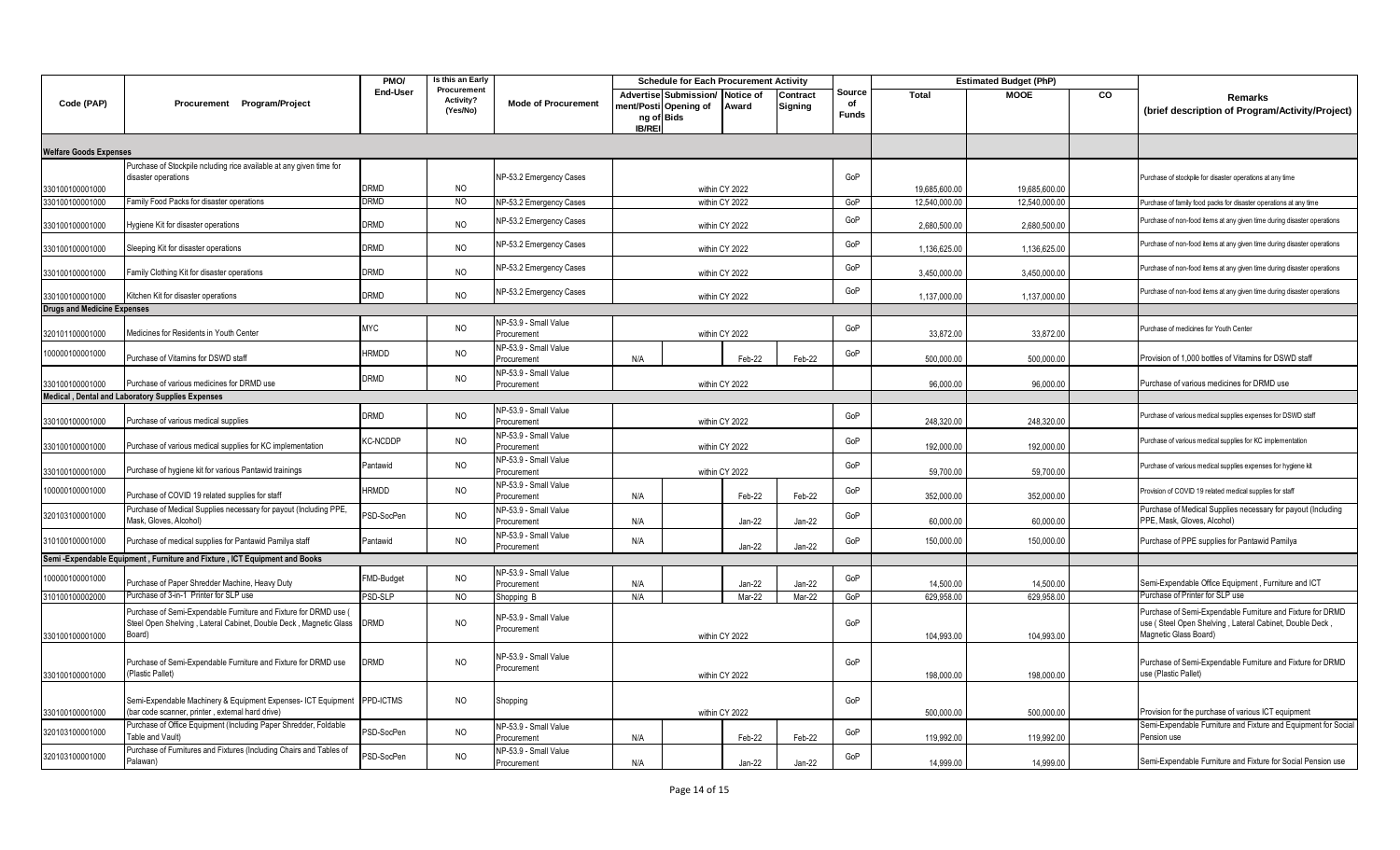| Code (PAP) | Procurement Program/Project | PMO/ End-User | Is this an Early Procurement Activity? (Yes/No) | Mode of Procurement | Schedule for Each Procurement Activity | | | | Source of Funds | Estimated Budget (PhP) | | | Remarks (brief description of Program/Activity/Project) |
|---|---|---|---|---|---|---|---|---|---|---|---|---|---|
| | | | | | Advertisement/Posting of IB/REI | Submission/ Opening of Bids | Notice of Award | Contract Signing | | Total | MOOE | CO | |
| **Welfare Goods Expenses** | | | | | | | | | | | | | |
| 330100100001000 | Purchase of Stockpile ncluding rice available at any given time for disaster operations | DRMD | NO | NP-53.2 Emergency Cases | within CY 2022 | | | | GoP | 19,685,600.00 | 19,685,600.00 | | Purchase of stockpile for disaster operations at any time |
| 330100100001000 | Family Food Packs for disaster operations | DRMD | NO | NP-53.2 Emergency Cases | within CY 2022 | | | | GoP | 12,540,000.00 | 12,540,000.00 | | Purchase of family food packs for disaster operations at any time |
| 330100100001000 | Hygiene Kit for disaster operations | DRMD | NO | NP-53.2 Emergency Cases | within CY 2022 | | | | GoP | 2,680,500.00 | 2,680,500.00 | | Purchase of non-food items at any given time during disaster operations |
| 330100100001000 | Sleeping Kit for disaster operations | DRMD | NO | NP-53.2 Emergency Cases | within CY 2022 | | | | GoP | 1,136,625.00 | 1,136,625.00 | | Purchase of non-food items at any given time during disaster operations |
| 330100100001000 | Family Clothing Kit for disaster operations | DRMD | NO | NP-53.2 Emergency Cases | within CY 2022 | | | | GoP | 3,450,000.00 | 3,450,000.00 | | Purchase of non-food items at any given time during disaster operations |
| 330100100001000 | Kitchen Kit for disaster operations | DRMD | NO | NP-53.2 Emergency Cases | within CY 2022 | | | | GoP | 1,137,000.00 | 1,137,000.00 | | Purchase of non-food items at any given time during disaster operations |
| **Drugs and Medicine Expenses** | | | | | | | | | | | | | |
| 320101100001000 | Medicines for Residents in Youth Center | MYC | NO | NP-53.9 - Small Value Procurement | within CY 2022 | | | | GoP | 33,872.00 | 33,872.00 | | Purchase of medicines for Youth Center |
| 100000100001000 | Purchase of Vitamins for DSWD staff | HRMDD | NO | NP-53.9 - Small Value Procurement | N/A | | Feb-22 | Feb-22 | GoP | 500,000.00 | 500,000.00 | | Provision of 1,000 bottles of Vitamins for DSWD staff |
| 330100100001000 | Purchase of various medicines for DRMD use | DRMD | NO | NP-53.9 - Small Value Procurement | within CY 2022 | | | | | 96,000.00 | 96,000.00 | | Purchase of various medicines for DRMD use |
| **Medical , Dental and Laboratory Supplies Expenses** | | | | | | | | | | | | | |
| 330100100001000 | Purchase of various medical supplies | DRMD | NO | NP-53.9 - Small Value Procurement | within CY 2022 | | | | GoP | 248,320.00 | 248,320.00 | | Purchase of various medical supplies expenses for DSWD staff |
| 330100100001000 | Purchase of various medical supplies for KC implementation | KC-NCDDP | NO | NP-53.9 - Small Value Procurement | within CY 2022 | | | | GoP | 192,000.00 | 192,000.00 | | Purchase of various medical supplies for KC implementation |
| 330100100001000 | Purchase of hygiene kit for various Pantawid trainings | Pantawid | NO | NP-53.9 - Small Value Procurement | within CY 2022 | | | | GoP | 59,700.00 | 59,700.00 | | Purchase of various medical supplies expenses for hygiene kit |
| 100000100001000 | Purchase of COVID 19 related supplies for staff | HRMDD | NO | NP-53.9 - Small Value Procurement | N/A | | Feb-22 | Feb-22 | GoP | 352,000.00 | 352,000.00 | | Provision of COVID 19 related medical supplies for staff |
| 320103100001000 | Purchase of Medical Supplies necessary for payout (Including PPE, Mask, Gloves, Alcohol) | PSD-SocPen | NO | NP-53.9 - Small Value Procurement | N/A | | Jan-22 | Jan-22 | GoP | 60,000.00 | 60,000.00 | | Purchase of Medical Supplies necessary for payout (Including PPE, Mask, Gloves, Alcohol) |
| 310100100001000 | Purchase of medical supplies for Pantawid Pamilya staff | Pantawid | NO | NP-53.9 - Small Value Procurement | N/A | | Jan-22 | Jan-22 | GoP | 150,000.00 | 150,000.00 | | Purchase of PPE supplies for Pantawid Pamilya |
| **Semi -Expendable Equipment , Furniture and Fixture , ICT Equipment and Books** | | | | | | | | | | | | | |
| 100000100001000 | Purchase of Paper Shredder Machine, Heavy Duty | FMD-Budget | NO | NP-53.9 - Small Value Procurement | N/A | | Jan-22 | Jan-22 | GoP | 14,500.00 | 14,500.00 | | Semi-Expendable Office Equipment , Furniture and ICT |
| 310100100002000 | Purchase of 3-in-1 Printer for SLP use | PSD-SLP | NO | Shopping B | N/A | | Mar-22 | Mar-22 | GoP | 629,958.00 | 629,958.00 | | Purchase of Printer for SLP use |
| 330100100001000 | Purchase of Semi-Expendable Furniture and Fixture for DRMD use ( Steel Open Shelving , Lateral Cabinet, Double Deck , Magnetic Glass Board) | DRMD | NO | NP-53.9 - Small Value Procurement | within CY 2022 | | | | GoP | 104,993.00 | 104,993.00 | | Purchase of Semi-Expendable Furniture and Fixture for DRMD use ( Steel Open Shelving , Lateral Cabinet, Double Deck , Magnetic Glass Board) |
| 330100100001000 | Purchase of Semi-Expendable Furniture and Fixture for DRMD use (Plastic Pallet) | DRMD | NO | NP-53.9 - Small Value Procurement | within CY 2022 | | | | GoP | 198,000.00 | 198,000.00 | | Purchase of Semi-Expendable Furniture and Fixture for DRMD use (Plastic Pallet) |
| 330100100001000 | Semi-Expendable Machinery & Equipment Expenses- ICT Equipment (bar code scanner, printer , external hard drive) | PPD-ICTMS | NO | Shopping | within CY 2022 | | | | GoP | 500,000.00 | 500,000.00 | | Provision for the purchase of various ICT equipment |
| 320103100001000 | Purchase of Office Equipment (Including Paper Shredder, Foldable Table and Vault) | PSD-SocPen | NO | NP-53.9 - Small Value Procurement | N/A | | Feb-22 | Feb-22 | GoP | 119,992.00 | 119,992.00 | | Semi-Expendable Furniture and Fixture and Equipment for Social Pension use |
| 320103100001000 | Purchase of Furnitures and Fixtures (Including Chairs and Tables of Palawan) | PSD-SocPen | NO | NP-53.9 - Small Value Procurement | N/A | | Jan-22 | Jan-22 | GoP | 14,999.00 | 14,999.00 | | Semi-Expendable Furniture and Fixture for Social Pension use |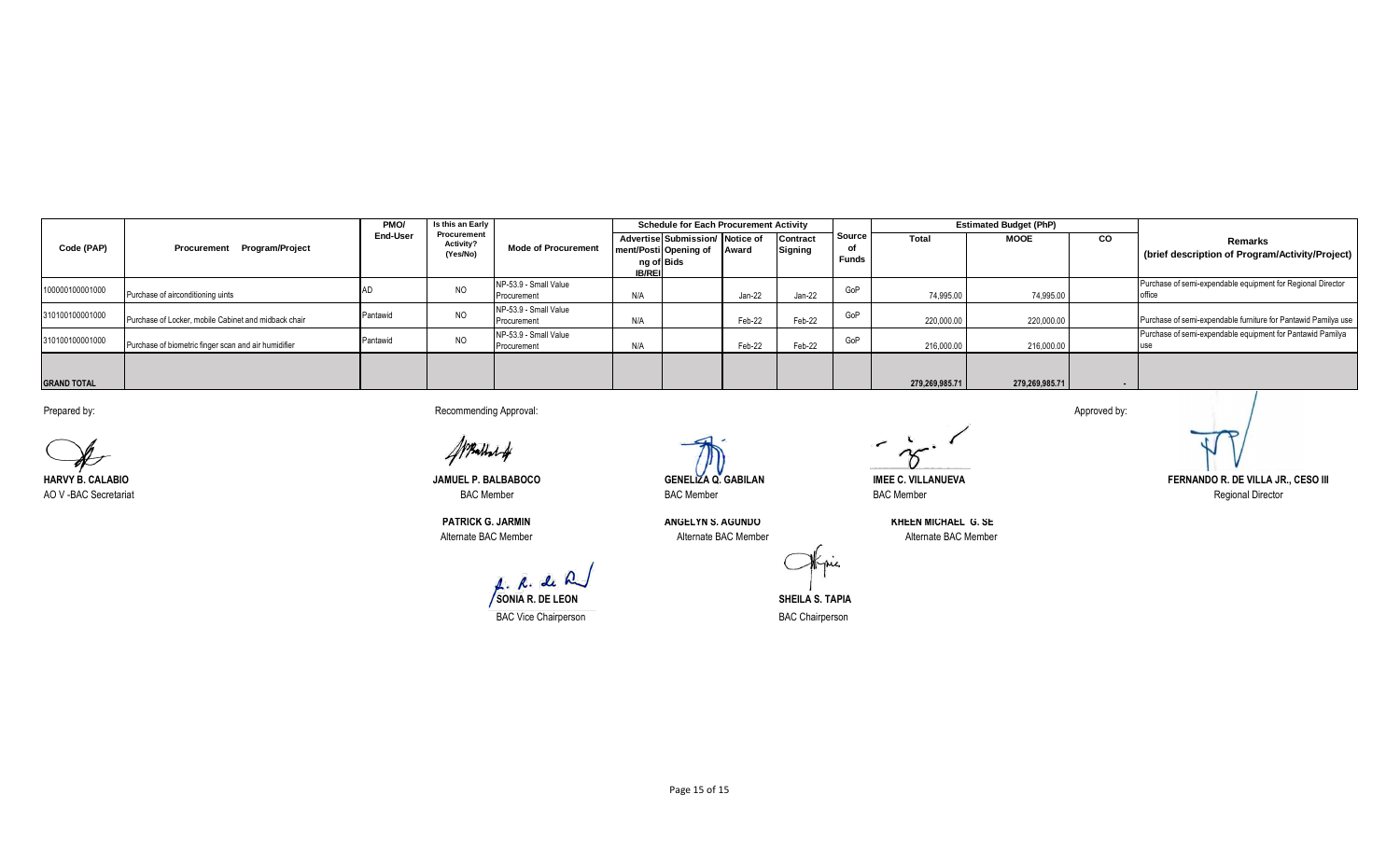| Code (PAP) | Procurement Program/Project | PMO/ End-User | Is this an Early Procurement Activity? (Yes/No) | Mode of Procurement | Schedule for Each Procurement Activity | | | | Source of Funds | Estimated Budget (PhP) | | | Remarks (brief description of Program/Activity/Project) |
|---|---|---|---|---|---|---|---|---|---|---|---|---|---|
| | | | | | Advertisement/Posting of IB/REI | Submission/ Opening of Bids | Notice of Award | Contract Signing | | Total | MOOE | CO | |
| 100000100001000 | Purchase of airconditioning uints | AD | NO | NP-53.9 - Small Value Procurement | N/A | | Jan-22 | Jan-22 | GoP | 74,995.00 | 74,995.00 | | Purchase of semi-expendable equipment for Regional Director office |
| 310100100001000 | Purchase of Locker, mobile Cabinet and midback chair | Pantawid | NO | NP-53.9 - Small Value Procurement | N/A | | Feb-22 | Feb-22 | GoP | 220,000.00 | 220,000.00 | | Purchase of semi-expendable furniture for Pantawid Pamilya use |
| 310100100001000 | Purchase of biometric finger scan and air humidifier | Pantawid | NO | NP-53.9 - Small Value Procurement | N/A | | Feb-22 | Feb-22 | GoP | 216,000.00 | 216,000.00 | | Purchase of semi-expendable equipment for Pantawid Pamilya use |
| **GRAND TOTAL** | | | | | | | | | | **279,269,985.71** | **279,269,985.71** | **-** | |

Prepared by:

**HARVY B. CALABIO**
AO V -BAC Secretariat

Recommending Approval:

**JAMUEL P. BALBABOCO**
BAC Member

**GENELIZA Q. GABILAN**
BAC Member

**IMEE C. VILLANUEVA**
BAC Member

**PATRICK G. JARMIN**
Alternate BAC Member

**ANGELYN S. AGUNDO**
Alternate BAC Member

**KHEEN MICHAEL G. SE**
Alternate BAC Member

**SONIA R. DE LEON**
BAC Vice Chairperson

**SHEILA S. TAPIA**
BAC Chairperson

Approved by:

**FERNANDO R. DE VILLA JR., CESO III**
Regional Director